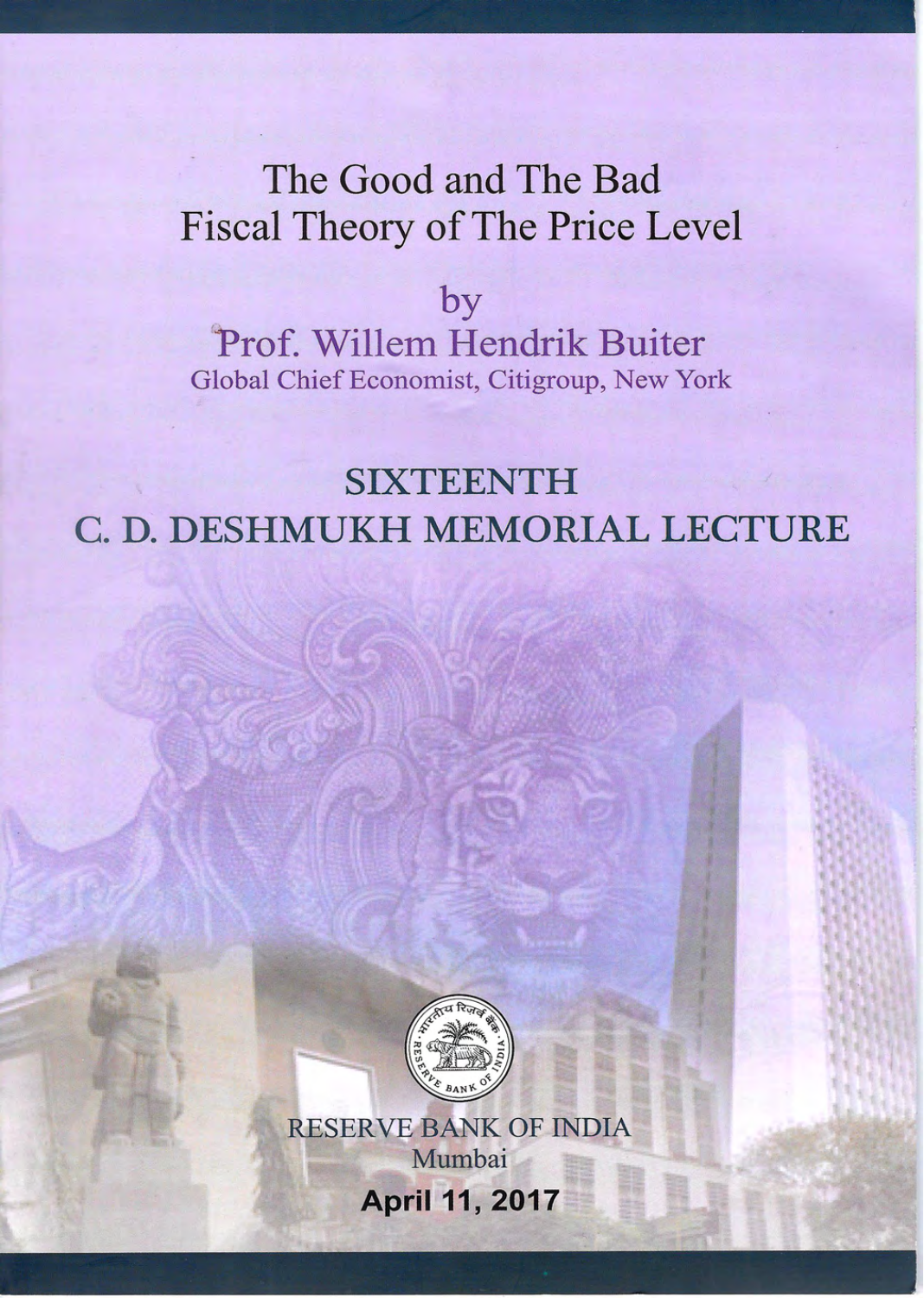# The Good and The Bad Fiscal Theory of The Price Level

by

Prof. Willem Hendrik Buiter

Global Chief Economist, Citigroup, New York

## SIXTEENTH C. D. DESHMUKH MEMORIAL LECTURE

RESERVE BANK OF INDIA

Mumbai

**April 11, 2017**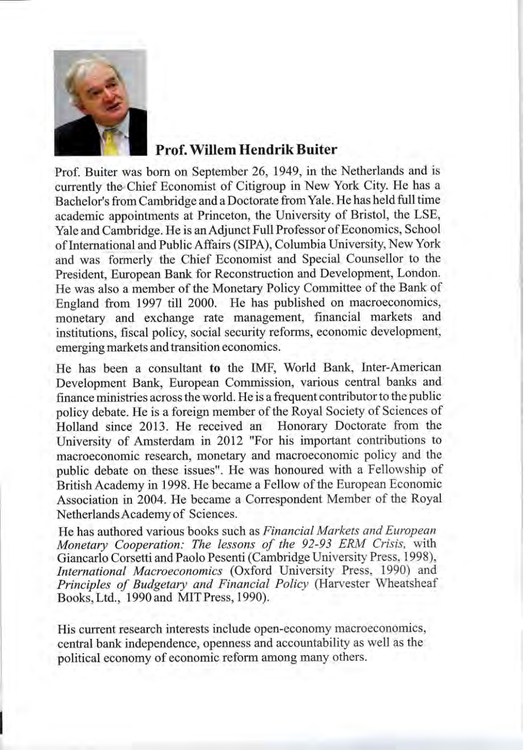## Prof. Willem Hendrik Buiter

Prof. Buiter was born on September 26, 1949, in the Netherlands and is currently the Chief Economist of Citigroup in New York City. He has a Bachelor's from Cambridge and a Doctorate from Yale. He has held full time academic appointments at Princeton, the University of Bristol, the LSE, Yale and Cambridge. He is an Adjunct Full Professor of Economics, School of International and Public Affairs (SIPA), Columbia University, New York and was formerly the Chief Economist and Special Counsellor to the President, European Bank for Reconstruction and Development, London. He was also a member of the Monetary Policy Committee of the Bank of England from 1997 till 2000. He has published on macroeconomics, monetary and exchange rate management, financial markets and institutions, fiscal policy, social security reforms, economic development, emerging markets and transition economics.

He has been a consultant **to** the IMF, World Bank, Inter-American Development Bank, European Commission, various central banks and finance ministries across the world. He is a frequent contributor to the public policy debate. He is a foreign member of the Royal Society of Sciences of Holland since 2013. He received an Honorary Doctorate from the University of Amsterdam in 2012 "For his important contributions to macroeconomic research, monetary and macroeconomic policy and the public debate on these issues". He was honoured with a Fellowship of British Academy in 1998. He became a Fellow of the European Economic Association in 2004. He became a Correspondent Member of the Royal Netherlands Academy of Sciences.

He has authored various books such as *Financial Markets and European Monetary Cooperation: The lessons of the 92-93 ERM Crisis,* with Giancarlo Corsetti and Paolo Pesenti (Cambridge University Press, 1998), *International Macroeconomics* (Oxford University Press, 1990) and *Principles of Budgetary and Financial Policy* (Harvester Wheatsheaf Books, Ltd., 1990 and MIT Press, 1990).

His current research interests include open-economy macroeconomics, central bank independence, openness and accountability as well as the political economy of economic reform among many others.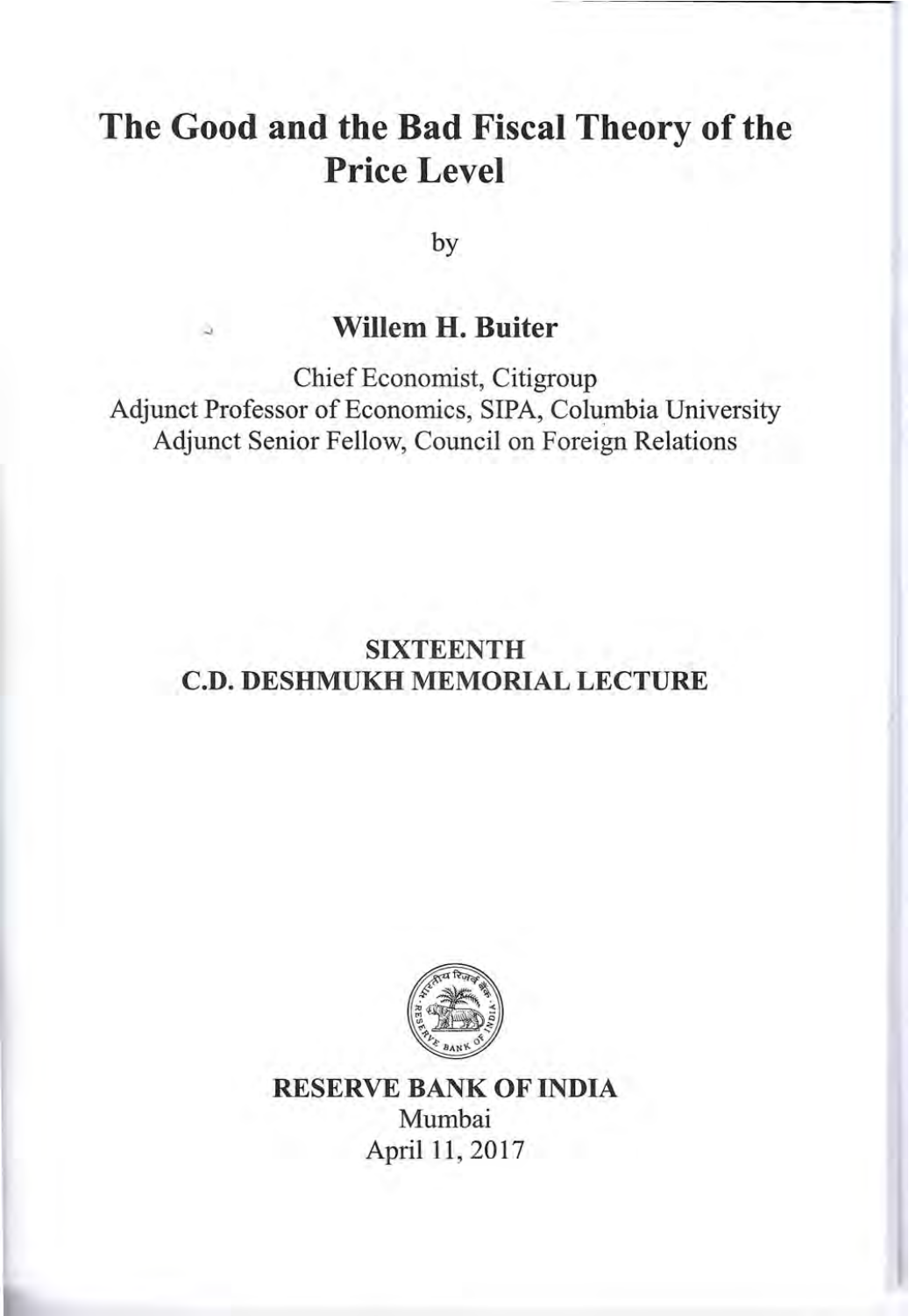# The Good and the Bad Fiscal Theory of the Price Level

by

## Willem H. Buiter

Chief Economist, Citigroup
Adjunct Professor of Economics, SIPA, Columbia University
Adjunct Senior Fellow, Council on Foreign Relations

**SIXTEENTH**
**C.D. DESHMUKH MEMORIAL LECTURE**

**RESERVE BANK OF INDIA**
Mumbai
April 11, 2017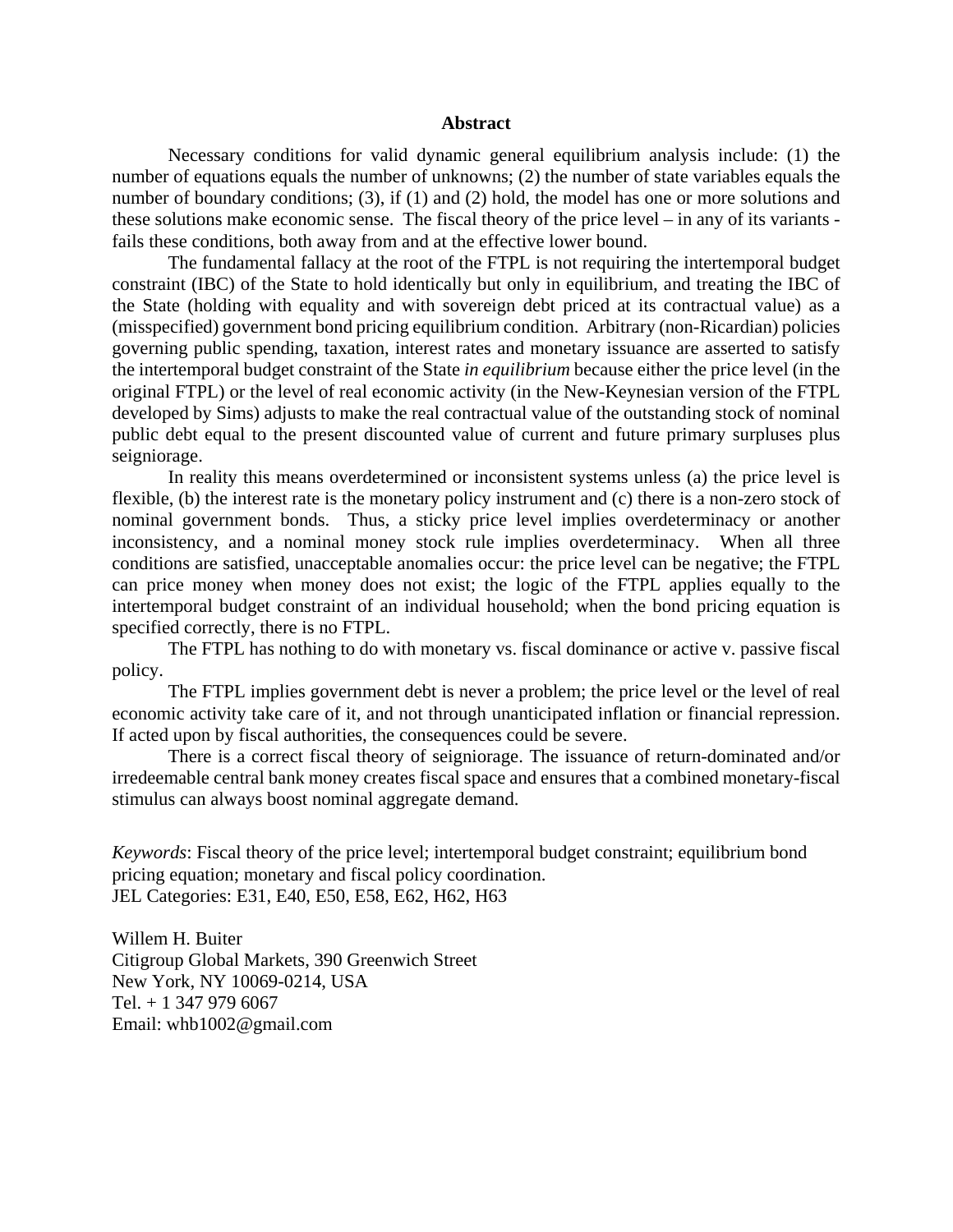## Abstract

Necessary conditions for valid dynamic general equilibrium analysis include: (1) the number of equations equals the number of unknowns; (2) the number of state variables equals the number of boundary conditions; (3), if (1) and (2) hold, the model has one or more solutions and these solutions make economic sense. The fiscal theory of the price level – in any of its variants - fails these conditions, both away from and at the effective lower bound.

The fundamental fallacy at the root of the FTPL is not requiring the intertemporal budget constraint (IBC) of the State to hold identically but only in equilibrium, and treating the IBC of the State (holding with equality and with sovereign debt priced at its contractual value) as a (misspecified) government bond pricing equilibrium condition. Arbitrary (non-Ricardian) policies governing public spending, taxation, interest rates and monetary issuance are asserted to satisfy the intertemporal budget constraint of the State *in equilibrium* because either the price level (in the original FTPL) or the level of real economic activity (in the New-Keynesian version of the FTPL developed by Sims) adjusts to make the real contractual value of the outstanding stock of nominal public debt equal to the present discounted value of current and future primary surpluses plus seigniorage.

In reality this means overdetermined or inconsistent systems unless (a) the price level is flexible, (b) the interest rate is the monetary policy instrument and (c) there is a non-zero stock of nominal government bonds. Thus, a sticky price level implies overdeterminacy or another inconsistency, and a nominal money stock rule implies overdeterminacy. When all three conditions are satisfied, unacceptable anomalies occur: the price level can be negative; the FTPL can price money when money does not exist; the logic of the FTPL applies equally to the intertemporal budget constraint of an individual household; when the bond pricing equation is specified correctly, there is no FTPL.

The FTPL has nothing to do with monetary vs. fiscal dominance or active v. passive fiscal policy.

The FTPL implies government debt is never a problem; the price level or the level of real economic activity take care of it, and not through unanticipated inflation or financial repression. If acted upon by fiscal authorities, the consequences could be severe.

There is a correct fiscal theory of seigniorage. The issuance of return-dominated and/or irredeemable central bank money creates fiscal space and ensures that a combined monetary-fiscal stimulus can always boost nominal aggregate demand.

*Keywords*: Fiscal theory of the price level; intertemporal budget constraint; equilibrium bond pricing equation; monetary and fiscal policy coordination.
JEL Categories: E31, E40, E50, E58, E62, H62, H63

Willem H. Buiter
Citigroup Global Markets, 390 Greenwich Street
New York, NY 10069-0214, USA
Tel. + 1 347 979 6067
Email: whb1002@gmail.com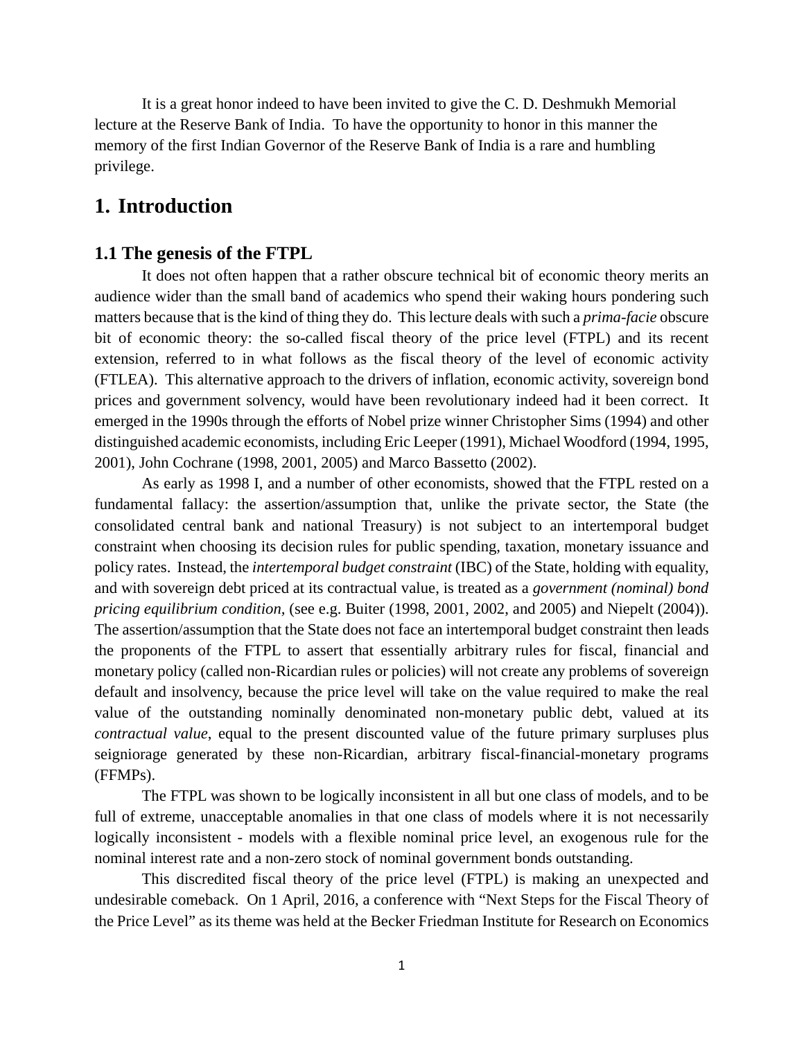It is a great honor indeed to have been invited to give the C. D. Deshmukh Memorial lecture at the Reserve Bank of India. To have the opportunity to honor in this manner the memory of the first Indian Governor of the Reserve Bank of India is a rare and humbling privilege.

# 1. Introduction

## 1.1 The genesis of the FTPL

It does not often happen that a rather obscure technical bit of economic theory merits an audience wider than the small band of academics who spend their waking hours pondering such matters because that is the kind of thing they do. This lecture deals with such a *prima-facie* obscure bit of economic theory: the so-called fiscal theory of the price level (FTPL) and its recent extension, referred to in what follows as the fiscal theory of the level of economic activity (FTLEA). This alternative approach to the drivers of inflation, economic activity, sovereign bond prices and government solvency, would have been revolutionary indeed had it been correct. It emerged in the 1990s through the efforts of Nobel prize winner Christopher Sims (1994) and other distinguished academic economists, including Eric Leeper (1991), Michael Woodford (1994, 1995, 2001), John Cochrane (1998, 2001, 2005) and Marco Bassetto (2002).

As early as 1998 I, and a number of other economists, showed that the FTPL rested on a fundamental fallacy: the assertion/assumption that, unlike the private sector, the State (the consolidated central bank and national Treasury) is not subject to an intertemporal budget constraint when choosing its decision rules for public spending, taxation, monetary issuance and policy rates. Instead, the *intertemporal budget constraint* (IBC) of the State, holding with equality, and with sovereign debt priced at its contractual value, is treated as a *government (nominal) bond pricing equilibrium condition*, (see e.g. Buiter (1998, 2001, 2002, and 2005) and Niepelt (2004)). The assertion/assumption that the State does not face an intertemporal budget constraint then leads the proponents of the FTPL to assert that essentially arbitrary rules for fiscal, financial and monetary policy (called non-Ricardian rules or policies) will not create any problems of sovereign default and insolvency, because the price level will take on the value required to make the real value of the outstanding nominally denominated non-monetary public debt, valued at its *contractual value*, equal to the present discounted value of the future primary surpluses plus seigniorage generated by these non-Ricardian, arbitrary fiscal-financial-monetary programs (FFMPs).

The FTPL was shown to be logically inconsistent in all but one class of models, and to be full of extreme, unacceptable anomalies in that one class of models where it is not necessarily logically inconsistent - models with a flexible nominal price level, an exogenous rule for the nominal interest rate and a non-zero stock of nominal government bonds outstanding.

This discredited fiscal theory of the price level (FTPL) is making an unexpected and undesirable comeback. On 1 April, 2016, a conference with "Next Steps for the Fiscal Theory of the Price Level" as its theme was held at the Becker Friedman Institute for Research on Economics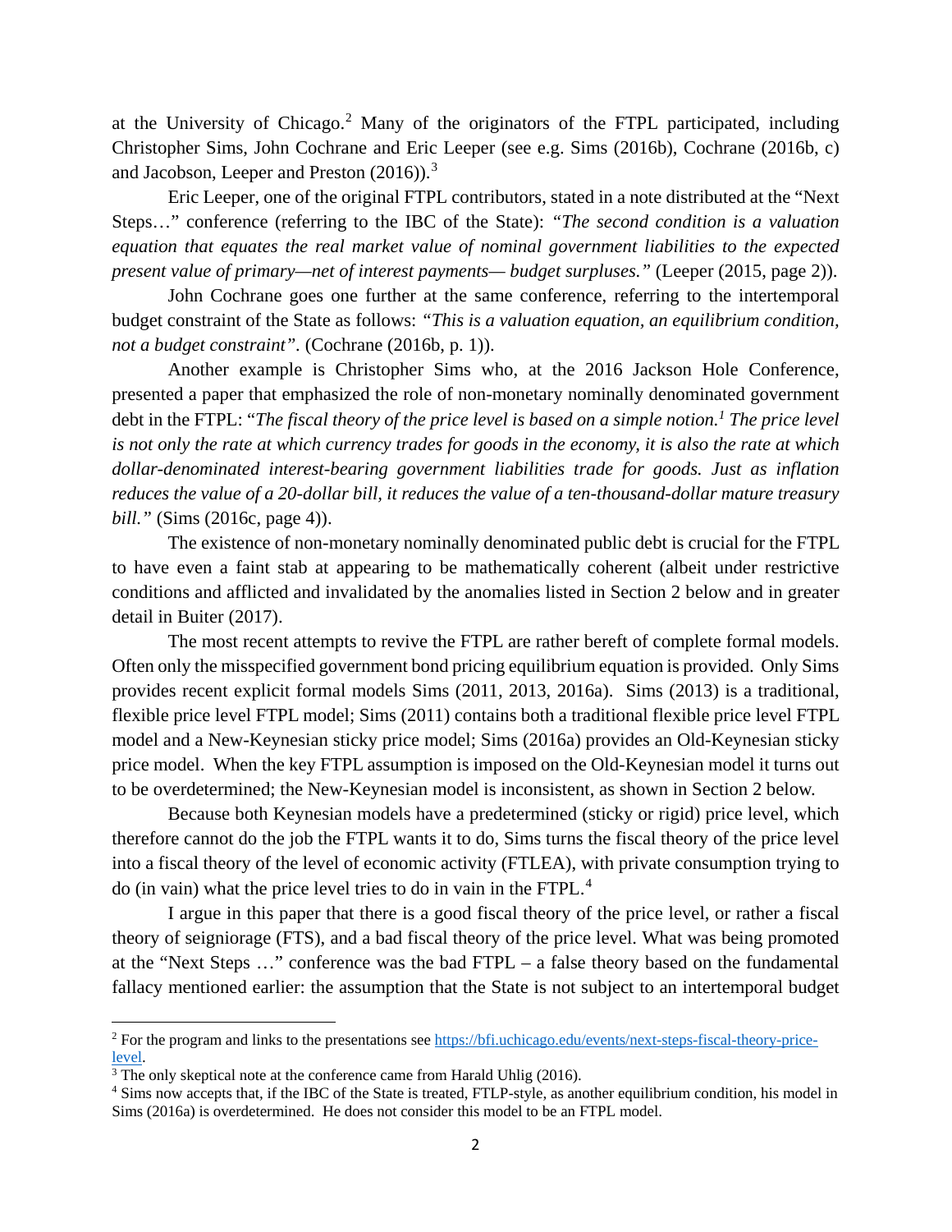at the University of Chicago.[2] Many of the originators of the FTPL participated, including Christopher Sims, John Cochrane and Eric Leeper (see e.g. Sims (2016b), Cochrane (2016b, c) and Jacobson, Leeper and Preston (2016)).[3]

Eric Leeper, one of the original FTPL contributors, stated in a note distributed at the "Next Steps…" conference (referring to the IBC of the State): *"The second condition is a valuation equation that equates the real market value of nominal government liabilities to the expected present value of primary—net of interest payments— budget surpluses."* (Leeper (2015, page 2)).

John Cochrane goes one further at the same conference, referring to the intertemporal budget constraint of the State as follows: *"This is a valuation equation, an equilibrium condition, not a budget constraint"*. (Cochrane (2016b, p. 1)).

Another example is Christopher Sims who, at the 2016 Jackson Hole Conference, presented a paper that emphasized the role of non-monetary nominally denominated government debt in the FTPL: "*The fiscal theory of the price level is based on a simple notion.[1] The price level is not only the rate at which currency trades for goods in the economy, it is also the rate at which dollar-denominated interest-bearing government liabilities trade for goods. Just as inflation reduces the value of a 20-dollar bill, it reduces the value of a ten-thousand-dollar mature treasury bill."* (Sims (2016c, page 4)).

The existence of non-monetary nominally denominated public debt is crucial for the FTPL to have even a faint stab at appearing to be mathematically coherent (albeit under restrictive conditions and afflicted and invalidated by the anomalies listed in Section 2 below and in greater detail in Buiter (2017).

The most recent attempts to revive the FTPL are rather bereft of complete formal models. Often only the misspecified government bond pricing equilibrium equation is provided. Only Sims provides recent explicit formal models Sims (2011, 2013, 2016a). Sims (2013) is a traditional, flexible price level FTPL model; Sims (2011) contains both a traditional flexible price level FTPL model and a New-Keynesian sticky price model; Sims (2016a) provides an Old-Keynesian sticky price model. When the key FTPL assumption is imposed on the Old-Keynesian model it turns out to be overdetermined; the New-Keynesian model is inconsistent, as shown in Section 2 below.

Because both Keynesian models have a predetermined (sticky or rigid) price level, which therefore cannot do the job the FTPL wants it to do, Sims turns the fiscal theory of the price level into a fiscal theory of the level of economic activity (FTLEA), with private consumption trying to do (in vain) what the price level tries to do in vain in the FTPL.[4]

I argue in this paper that there is a good fiscal theory of the price level, or rather a fiscal theory of seigniorage (FTS), and a bad fiscal theory of the price level. What was being promoted at the "Next Steps …" conference was the bad FTPL – a false theory based on the fundamental fallacy mentioned earlier: the assumption that the State is not subject to an intertemporal budget

---

[2] For the program and links to the presentations see https://bfi.uchicago.edu/events/next-steps-fiscal-theory-price-level.

[3] The only skeptical note at the conference came from Harald Uhlig (2016).

[4] Sims now accepts that, if the IBC of the State is treated, FTLP-style, as another equilibrium condition, his model in Sims (2016a) is overdetermined. He does not consider this model to be an FTPL model.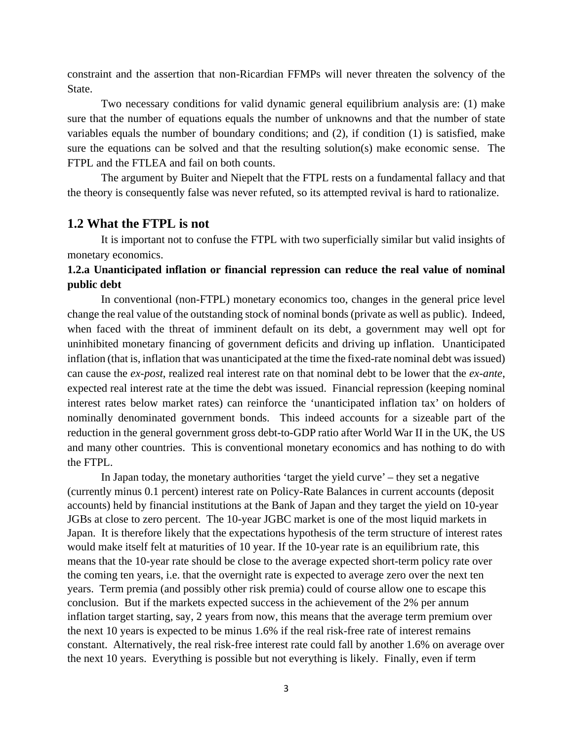constraint and the assertion that non-Ricardian FFMPs will never threaten the solvency of the State.

Two necessary conditions for valid dynamic general equilibrium analysis are: (1) make sure that the number of equations equals the number of unknowns and that the number of state variables equals the number of boundary conditions; and (2), if condition (1) is satisfied, make sure the equations can be solved and that the resulting solution(s) make economic sense. The FTPL and the FTLEA and fail on both counts.

The argument by Buiter and Niepelt that the FTPL rests on a fundamental fallacy and that the theory is consequently false was never refuted, so its attempted revival is hard to rationalize.

## 1.2 What the FTPL is not

It is important not to confuse the FTPL with two superficially similar but valid insights of monetary economics.

### 1.2.a Unanticipated inflation or financial repression can reduce the real value of nominal public debt

In conventional (non-FTPL) monetary economics too, changes in the general price level change the real value of the outstanding stock of nominal bonds (private as well as public). Indeed, when faced with the threat of imminent default on its debt, a government may well opt for uninhibited monetary financing of government deficits and driving up inflation. Unanticipated inflation (that is, inflation that was unanticipated at the time the fixed-rate nominal debt was issued) can cause the *ex-post*, realized real interest rate on that nominal debt to be lower that the *ex-ante*, expected real interest rate at the time the debt was issued. Financial repression (keeping nominal interest rates below market rates) can reinforce the 'unanticipated inflation tax' on holders of nominally denominated government bonds. This indeed accounts for a sizeable part of the reduction in the general government gross debt-to-GDP ratio after World War II in the UK, the US and many other countries. This is conventional monetary economics and has nothing to do with the FTPL.

In Japan today, the monetary authorities 'target the yield curve' – they set a negative (currently minus 0.1 percent) interest rate on Policy-Rate Balances in current accounts (deposit accounts) held by financial institutions at the Bank of Japan and they target the yield on 10-year JGBs at close to zero percent. The 10-year JGBC market is one of the most liquid markets in Japan. It is therefore likely that the expectations hypothesis of the term structure of interest rates would make itself felt at maturities of 10 year. If the 10-year rate is an equilibrium rate, this means that the 10-year rate should be close to the average expected short-term policy rate over the coming ten years, i.e. that the overnight rate is expected to average zero over the next ten years. Term premia (and possibly other risk premia) could of course allow one to escape this conclusion. But if the markets expected success in the achievement of the 2% per annum inflation target starting, say, 2 years from now, this means that the average term premium over the next 10 years is expected to be minus 1.6% if the real risk-free rate of interest remains constant. Alternatively, the real risk-free interest rate could fall by another 1.6% on average over the next 10 years. Everything is possible but not everything is likely. Finally, even if term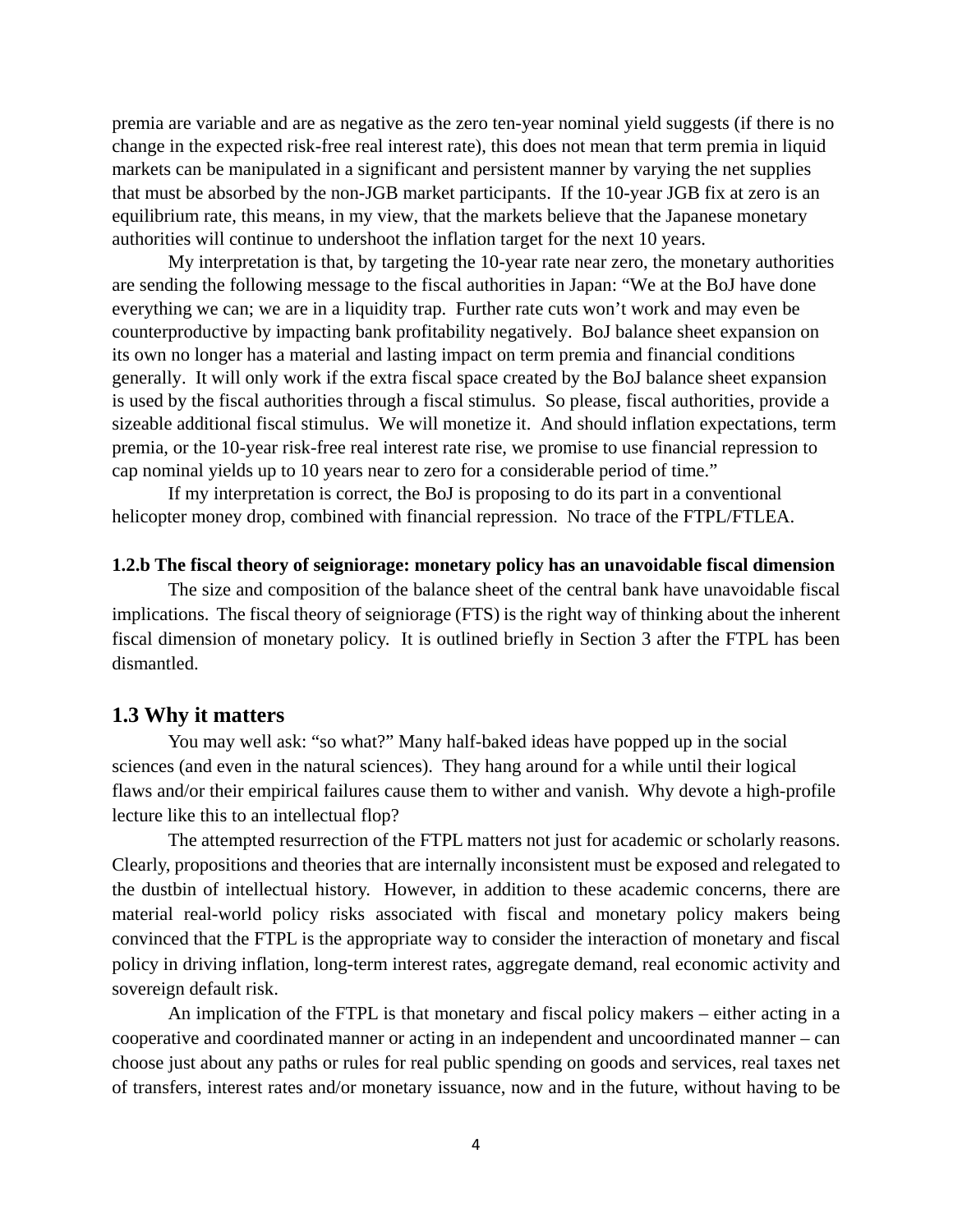premia are variable and are as negative as the zero ten-year nominal yield suggests (if there is no change in the expected risk-free real interest rate), this does not mean that term premia in liquid markets can be manipulated in a significant and persistent manner by varying the net supplies that must be absorbed by the non-JGB market participants. If the 10-year JGB fix at zero is an equilibrium rate, this means, in my view, that the markets believe that the Japanese monetary authorities will continue to undershoot the inflation target for the next 10 years.

My interpretation is that, by targeting the 10-year rate near zero, the monetary authorities are sending the following message to the fiscal authorities in Japan: "We at the BoJ have done everything we can; we are in a liquidity trap. Further rate cuts won't work and may even be counterproductive by impacting bank profitability negatively. BoJ balance sheet expansion on its own no longer has a material and lasting impact on term premia and financial conditions generally. It will only work if the extra fiscal space created by the BoJ balance sheet expansion is used by the fiscal authorities through a fiscal stimulus. So please, fiscal authorities, provide a sizeable additional fiscal stimulus. We will monetize it. And should inflation expectations, term premia, or the 10-year risk-free real interest rate rise, we promise to use financial repression to cap nominal yields up to 10 years near to zero for a considerable period of time."

If my interpretation is correct, the BoJ is proposing to do its part in a conventional helicopter money drop, combined with financial repression. No trace of the FTPL/FTLEA.

**1.2.b The fiscal theory of seigniorage: monetary policy has an unavoidable fiscal dimension**

The size and composition of the balance sheet of the central bank have unavoidable fiscal implications. The fiscal theory of seigniorage (FTS) is the right way of thinking about the inherent fiscal dimension of monetary policy. It is outlined briefly in Section 3 after the FTPL has been dismantled.

## 1.3 Why it matters

You may well ask: "so what?" Many half-baked ideas have popped up in the social sciences (and even in the natural sciences). They hang around for a while until their logical flaws and/or their empirical failures cause them to wither and vanish. Why devote a high-profile lecture like this to an intellectual flop?

The attempted resurrection of the FTPL matters not just for academic or scholarly reasons. Clearly, propositions and theories that are internally inconsistent must be exposed and relegated to the dustbin of intellectual history. However, in addition to these academic concerns, there are material real-world policy risks associated with fiscal and monetary policy makers being convinced that the FTPL is the appropriate way to consider the interaction of monetary and fiscal policy in driving inflation, long-term interest rates, aggregate demand, real economic activity and sovereign default risk.

An implication of the FTPL is that monetary and fiscal policy makers – either acting in a cooperative and coordinated manner or acting in an independent and uncoordinated manner – can choose just about any paths or rules for real public spending on goods and services, real taxes net of transfers, interest rates and/or monetary issuance, now and in the future, without having to be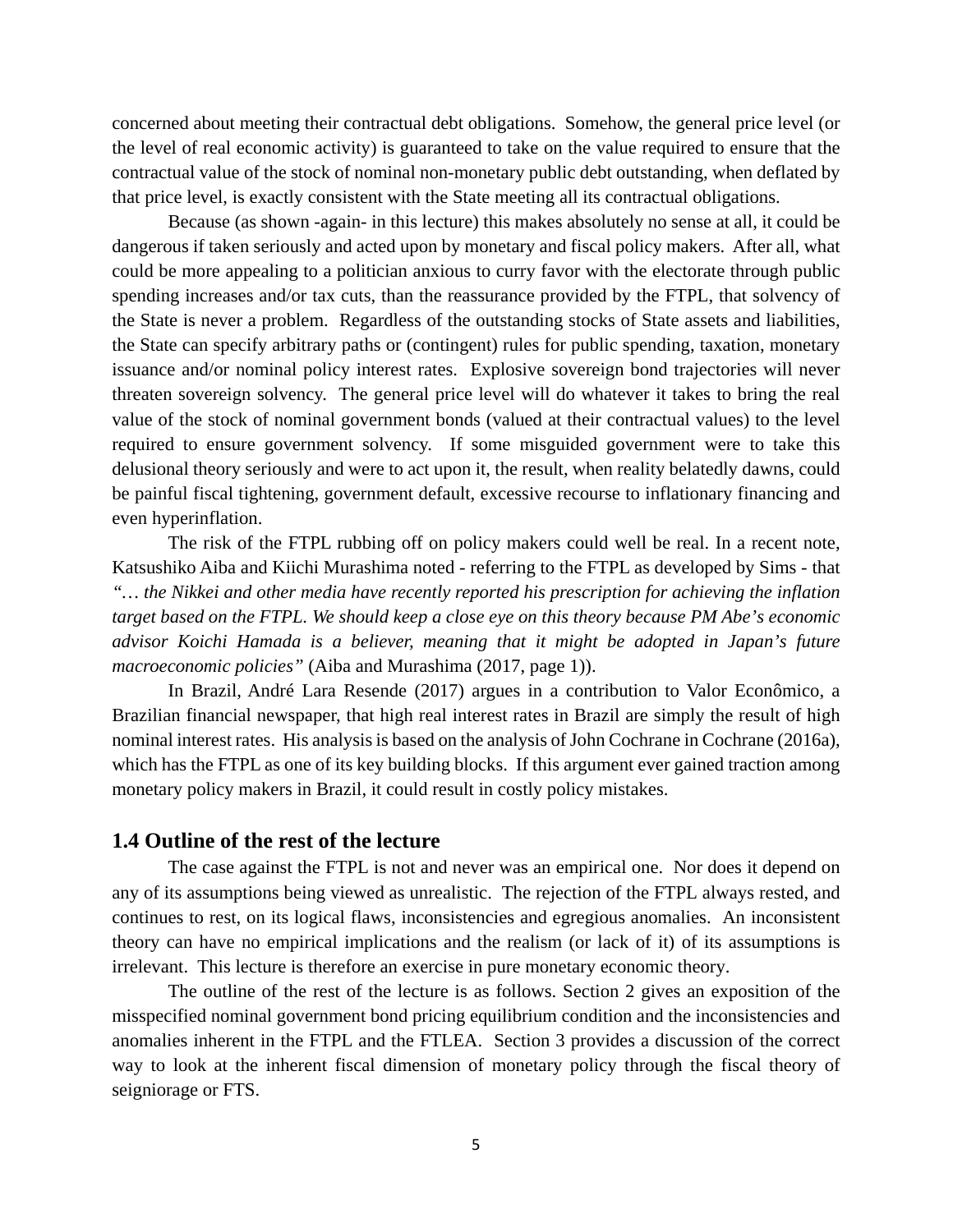concerned about meeting their contractual debt obligations. Somehow, the general price level (or the level of real economic activity) is guaranteed to take on the value required to ensure that the contractual value of the stock of nominal non-monetary public debt outstanding, when deflated by that price level, is exactly consistent with the State meeting all its contractual obligations.

Because (as shown -again- in this lecture) this makes absolutely no sense at all, it could be dangerous if taken seriously and acted upon by monetary and fiscal policy makers. After all, what could be more appealing to a politician anxious to curry favor with the electorate through public spending increases and/or tax cuts, than the reassurance provided by the FTPL, that solvency of the State is never a problem. Regardless of the outstanding stocks of State assets and liabilities, the State can specify arbitrary paths or (contingent) rules for public spending, taxation, monetary issuance and/or nominal policy interest rates. Explosive sovereign bond trajectories will never threaten sovereign solvency. The general price level will do whatever it takes to bring the real value of the stock of nominal government bonds (valued at their contractual values) to the level required to ensure government solvency. If some misguided government were to take this delusional theory seriously and were to act upon it, the result, when reality belatedly dawns, could be painful fiscal tightening, government default, excessive recourse to inflationary financing and even hyperinflation.

The risk of the FTPL rubbing off on policy makers could well be real. In a recent note, Katsushiko Aiba and Kiichi Murashima noted - referring to the FTPL as developed by Sims - that *"… the Nikkei and other media have recently reported his prescription for achieving the inflation target based on the FTPL. We should keep a close eye on this theory because PM Abe's economic advisor Koichi Hamada is a believer, meaning that it might be adopted in Japan's future macroeconomic policies"* (Aiba and Murashima (2017, page 1)).

In Brazil, André Lara Resende (2017) argues in a contribution to Valor Econômico, a Brazilian financial newspaper, that high real interest rates in Brazil are simply the result of high nominal interest rates. His analysis is based on the analysis of John Cochrane in Cochrane (2016a), which has the FTPL as one of its key building blocks. If this argument ever gained traction among monetary policy makers in Brazil, it could result in costly policy mistakes.

## 1.4 Outline of the rest of the lecture

The case against the FTPL is not and never was an empirical one. Nor does it depend on any of its assumptions being viewed as unrealistic. The rejection of the FTPL always rested, and continues to rest, on its logical flaws, inconsistencies and egregious anomalies. An inconsistent theory can have no empirical implications and the realism (or lack of it) of its assumptions is irrelevant. This lecture is therefore an exercise in pure monetary economic theory.

The outline of the rest of the lecture is as follows. Section 2 gives an exposition of the misspecified nominal government bond pricing equilibrium condition and the inconsistencies and anomalies inherent in the FTPL and the FTLEA. Section 3 provides a discussion of the correct way to look at the inherent fiscal dimension of monetary policy through the fiscal theory of seigniorage or FTS.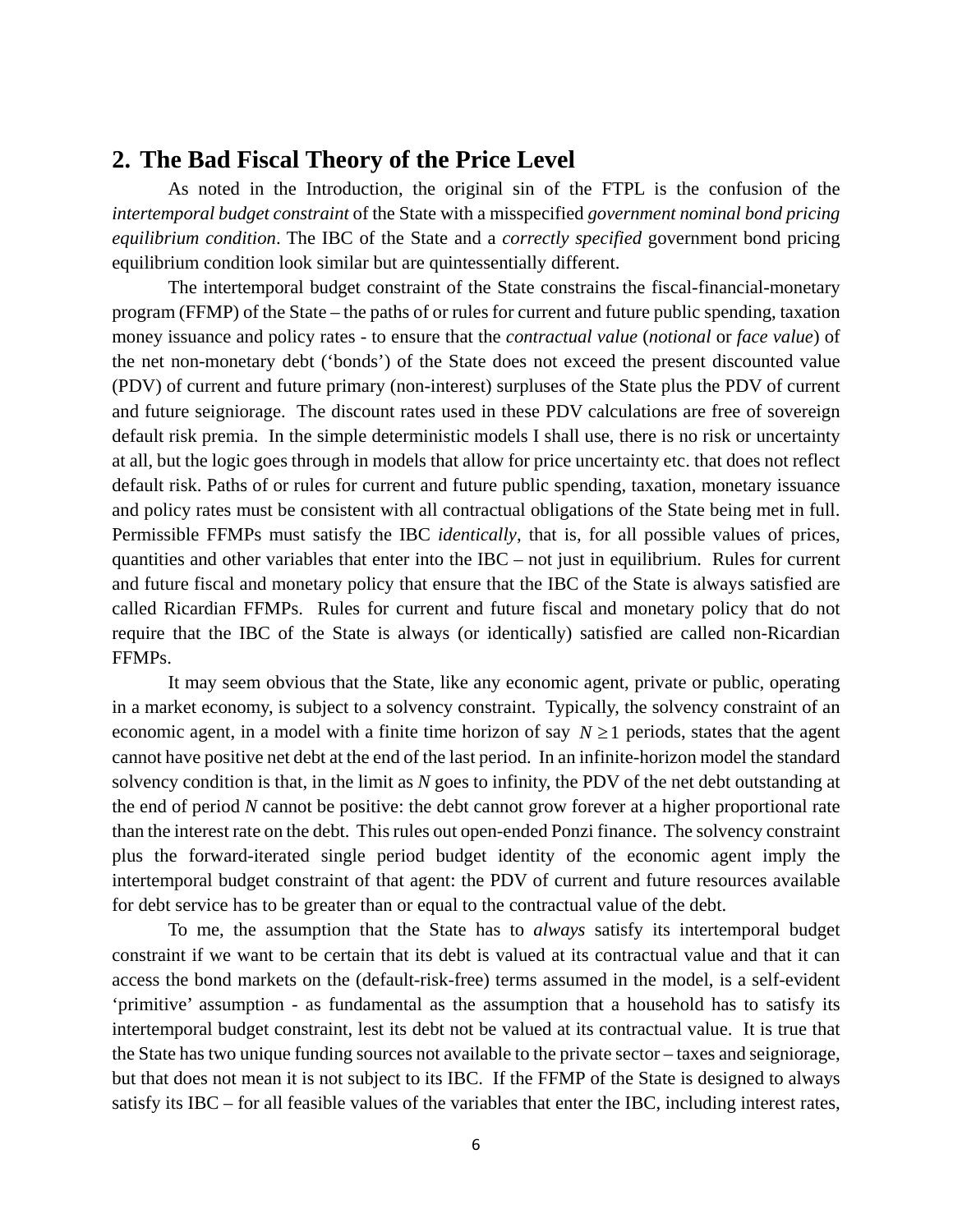## 2. The Bad Fiscal Theory of the Price Level

As noted in the Introduction, the original sin of the FTPL is the confusion of the *intertemporal budget constraint* of the State with a misspecified *government nominal bond pricing equilibrium condition*. The IBC of the State and a *correctly specified* government bond pricing equilibrium condition look similar but are quintessentially different.

The intertemporal budget constraint of the State constrains the fiscal-financial-monetary program (FFMP) of the State – the paths of or rules for current and future public spending, taxation money issuance and policy rates - to ensure that the *contractual value* (*notional* or *face value*) of the net non-monetary debt ('bonds') of the State does not exceed the present discounted value (PDV) of current and future primary (non-interest) surpluses of the State plus the PDV of current and future seigniorage. The discount rates used in these PDV calculations are free of sovereign default risk premia. In the simple deterministic models I shall use, there is no risk or uncertainty at all, but the logic goes through in models that allow for price uncertainty etc. that does not reflect default risk. Paths of or rules for current and future public spending, taxation, monetary issuance and policy rates must be consistent with all contractual obligations of the State being met in full. Permissible FFMPs must satisfy the IBC *identically*, that is, for all possible values of prices, quantities and other variables that enter into the IBC – not just in equilibrium. Rules for current and future fiscal and monetary policy that ensure that the IBC of the State is always satisfied are called Ricardian FFMPs. Rules for current and future fiscal and monetary policy that do not require that the IBC of the State is always (or identically) satisfied are called non-Ricardian FFMPs.

It may seem obvious that the State, like any economic agent, private or public, operating in a market economy, is subject to a solvency constraint. Typically, the solvency constraint of an economic agent, in a model with a finite time horizon of say $N \geq 1$ periods, states that the agent cannot have positive net debt at the end of the last period. In an infinite-horizon model the standard solvency condition is that, in the limit as $N$ goes to infinity, the PDV of the net debt outstanding at the end of period $N$ cannot be positive: the debt cannot grow forever at a higher proportional rate than the interest rate on the debt. This rules out open-ended Ponzi finance. The solvency constraint plus the forward-iterated single period budget identity of the economic agent imply the intertemporal budget constraint of that agent: the PDV of current and future resources available for debt service has to be greater than or equal to the contractual value of the debt.

To me, the assumption that the State has to *always* satisfy its intertemporal budget constraint if we want to be certain that its debt is valued at its contractual value and that it can access the bond markets on the (default-risk-free) terms assumed in the model, is a self-evident 'primitive' assumption - as fundamental as the assumption that a household has to satisfy its intertemporal budget constraint, lest its debt not be valued at its contractual value. It is true that the State has two unique funding sources not available to the private sector – taxes and seigniorage, but that does not mean it is not subject to its IBC. If the FFMP of the State is designed to always satisfy its IBC – for all feasible values of the variables that enter the IBC, including interest rates,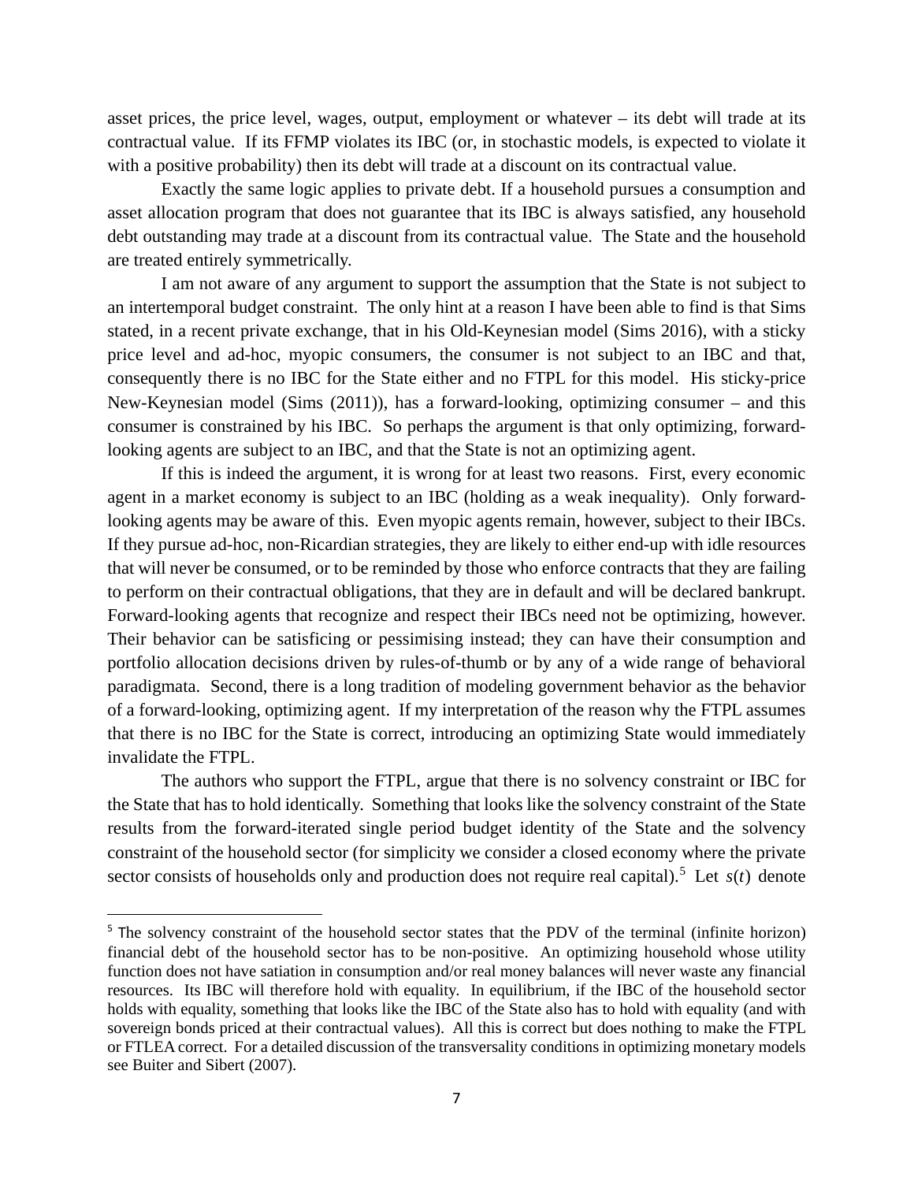asset prices, the price level, wages, output, employment or whatever – its debt will trade at its contractual value. If its FFMP violates its IBC (or, in stochastic models, is expected to violate it with a positive probability) then its debt will trade at a discount on its contractual value.

Exactly the same logic applies to private debt. If a household pursues a consumption and asset allocation program that does not guarantee that its IBC is always satisfied, any household debt outstanding may trade at a discount from its contractual value. The State and the household are treated entirely symmetrically.

I am not aware of any argument to support the assumption that the State is not subject to an intertemporal budget constraint. The only hint at a reason I have been able to find is that Sims stated, in a recent private exchange, that in his Old-Keynesian model (Sims 2016), with a sticky price level and ad-hoc, myopic consumers, the consumer is not subject to an IBC and that, consequently there is no IBC for the State either and no FTPL for this model. His sticky-price New-Keynesian model (Sims (2011)), has a forward-looking, optimizing consumer – and this consumer is constrained by his IBC. So perhaps the argument is that only optimizing, forward-looking agents are subject to an IBC, and that the State is not an optimizing agent.

If this is indeed the argument, it is wrong for at least two reasons. First, every economic agent in a market economy is subject to an IBC (holding as a weak inequality). Only forward-looking agents may be aware of this. Even myopic agents remain, however, subject to their IBCs. If they pursue ad-hoc, non-Ricardian strategies, they are likely to either end-up with idle resources that will never be consumed, or to be reminded by those who enforce contracts that they are failing to perform on their contractual obligations, that they are in default and will be declared bankrupt. Forward-looking agents that recognize and respect their IBCs need not be optimizing, however. Their behavior can be satisficing or pessimising instead; they can have their consumption and portfolio allocation decisions driven by rules-of-thumb or by any of a wide range of behavioral paradigmata. Second, there is a long tradition of modeling government behavior as the behavior of a forward-looking, optimizing agent. If my interpretation of the reason why the FTPL assumes that there is no IBC for the State is correct, introducing an optimizing State would immediately invalidate the FTPL.

The authors who support the FTPL, argue that there is no solvency constraint or IBC for the State that has to hold identically. Something that looks like the solvency constraint of the State results from the forward-iterated single period budget identity of the State and the solvency constraint of the household sector (for simplicity we consider a closed economy where the private sector consists of households only and production does not require real capital).[5] Let $s(t)$ denote

[5] The solvency constraint of the household sector states that the PDV of the terminal (infinite horizon) financial debt of the household sector has to be non-positive. An optimizing household whose utility function does not have satiation in consumption and/or real money balances will never waste any financial resources. Its IBC will therefore hold with equality. In equilibrium, if the IBC of the household sector holds with equality, something that looks like the IBC of the State also has to hold with equality (and with sovereign bonds priced at their contractual values). All this is correct but does nothing to make the FTPL or FTLEA correct. For a detailed discussion of the transversality conditions in optimizing monetary models see Buiter and Sibert (2007).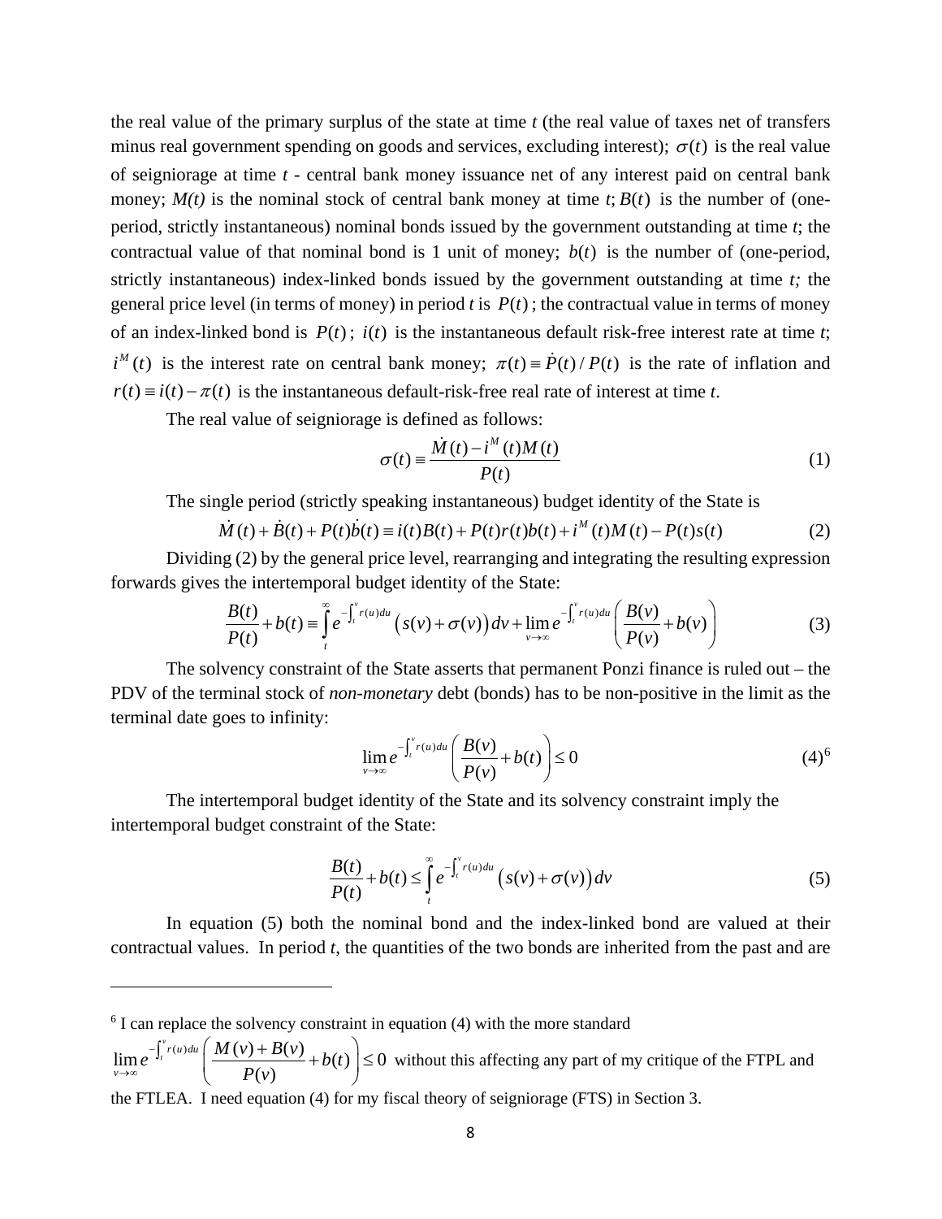the real value of the primary surplus of the state at time $t$ (the real value of taxes net of transfers minus real government spending on goods and services, excluding interest); $\sigma(t)$ is the real value of seigniorage at time $t$ - central bank money issuance net of any interest paid on central bank money; $M(t)$ is the nominal stock of central bank money at time $t$; $B(t)$ is the number of (one-period, strictly instantaneous) nominal bonds issued by the government outstanding at time $t$; the contractual value of that nominal bond is 1 unit of money; $b(t)$ is the number of (one-period, strictly instantaneous) index-linked bonds issued by the government outstanding at time $t$; the general price level (in terms of money) in period $t$ is $P(t)$; the contractual value in terms of money of an index-linked bond is $P(t)$; $i(t)$ is the instantaneous default risk-free interest rate at time $t$; $i^M(t)$ is the interest rate on central bank money; $\pi(t) \equiv \dot{P}(t)/P(t)$ is the rate of inflation and $r(t) \equiv i(t) - \pi(t)$ is the instantaneous default-risk-free real rate of interest at time $t$.

The real value of seigniorage is defined as follows:

$$\sigma(t) \equiv \frac{\dot{M}(t) - i^M(t)M(t)}{P(t)} \tag{1}$$

The single period (strictly speaking instantaneous) budget identity of the State is

$$\dot{M}(t) + \dot{B}(t) + P(t)\dot{b}(t) \equiv i(t)B(t) + P(t)r(t)b(t) + i^M(t)M(t) - P(t)s(t) \tag{2}$$

Dividing (2) by the general price level, rearranging and integrating the resulting expression forwards gives the intertemporal budget identity of the State:

$$\frac{B(t)}{P(t)} + b(t) \equiv \int_t^\infty e^{-\int_t^v r(u)du}\left(s(v) + \sigma(v)\right)dv + \lim_{v\to\infty} e^{-\int_t^v r(u)du}\left(\frac{B(v)}{P(v)} + b(v)\right) \tag{3}$$

The solvency constraint of the State asserts that permanent Ponzi finance is ruled out – the PDV of the terminal stock of *non-monetary* debt (bonds) has to be non-positive in the limit as the terminal date goes to infinity:

$$\lim_{v\to\infty} e^{-\int_t^v r(u)du}\left(\frac{B(v)}{P(v)} + b(t)\right) \le 0 \tag{4}$$

[6]

The intertemporal budget identity of the State and its solvency constraint imply the intertemporal budget constraint of the State:

$$\frac{B(t)}{P(t)} + b(t) \le \int_t^\infty e^{-\int_t^v r(u)du}\left(s(v) + \sigma(v)\right)dv \tag{5}$$

In equation (5) both the nominal bond and the index-linked bond are valued at their contractual values. In period $t$, the quantities of the two bonds are inherited from the past and are

---

[6] I can replace the solvency constraint in equation (4) with the more standard $\lim_{v\to\infty} e^{-\int_t^v r(u)du}\left(\frac{M(v)+B(v)}{P(v)} + b(t)\right) \le 0$ without this affecting any part of my critique of the FTPL and the FTLEA. I need equation (4) for my fiscal theory of seigniorage (FTS) in Section 3.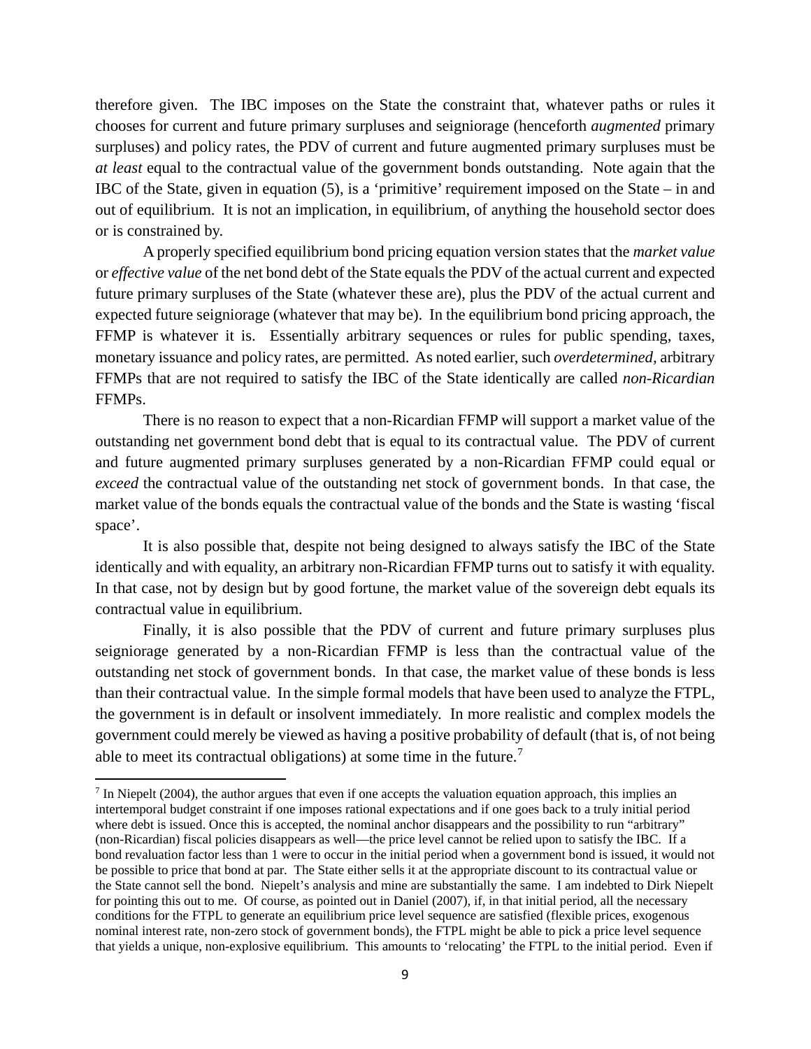therefore given. The IBC imposes on the State the constraint that, whatever paths or rules it chooses for current and future primary surpluses and seigniorage (henceforth *augmented* primary surpluses) and policy rates, the PDV of current and future augmented primary surpluses must be *at least* equal to the contractual value of the government bonds outstanding. Note again that the IBC of the State, given in equation (5), is a 'primitive' requirement imposed on the State – in and out of equilibrium. It is not an implication, in equilibrium, of anything the household sector does or is constrained by.

A properly specified equilibrium bond pricing equation version states that the *market value* or *effective value* of the net bond debt of the State equals the PDV of the actual current and expected future primary surpluses of the State (whatever these are), plus the PDV of the actual current and expected future seigniorage (whatever that may be). In the equilibrium bond pricing approach, the FFMP is whatever it is. Essentially arbitrary sequences or rules for public spending, taxes, monetary issuance and policy rates, are permitted. As noted earlier, such *overdetermined*, arbitrary FFMPs that are not required to satisfy the IBC of the State identically are called *non-Ricardian* FFMPs.

There is no reason to expect that a non-Ricardian FFMP will support a market value of the outstanding net government bond debt that is equal to its contractual value. The PDV of current and future augmented primary surpluses generated by a non-Ricardian FFMP could equal or *exceed* the contractual value of the outstanding net stock of government bonds. In that case, the market value of the bonds equals the contractual value of the bonds and the State is wasting 'fiscal space'.

It is also possible that, despite not being designed to always satisfy the IBC of the State identically and with equality, an arbitrary non-Ricardian FFMP turns out to satisfy it with equality. In that case, not by design but by good fortune, the market value of the sovereign debt equals its contractual value in equilibrium.

Finally, it is also possible that the PDV of current and future primary surpluses plus seigniorage generated by a non-Ricardian FFMP is less than the contractual value of the outstanding net stock of government bonds. In that case, the market value of these bonds is less than their contractual value. In the simple formal models that have been used to analyze the FTPL, the government is in default or insolvent immediately. In more realistic and complex models the government could merely be viewed as having a positive probability of default (that is, of not being able to meet its contractual obligations) at some time in the future.[7]

---

[7] In Niepelt (2004), the author argues that even if one accepts the valuation equation approach, this implies an intertemporal budget constraint if one imposes rational expectations and if one goes back to a truly initial period where debt is issued. Once this is accepted, the nominal anchor disappears and the possibility to run "arbitrary" (non-Ricardian) fiscal policies disappears as well—the price level cannot be relied upon to satisfy the IBC. If a bond revaluation factor less than 1 were to occur in the initial period when a government bond is issued, it would not be possible to price that bond at par. The State either sells it at the appropriate discount to its contractual value or the State cannot sell the bond. Niepelt's analysis and mine are substantially the same. I am indebted to Dirk Niepelt for pointing this out to me. Of course, as pointed out in Daniel (2007), if, in that initial period, all the necessary conditions for the FTPL to generate an equilibrium price level sequence are satisfied (flexible prices, exogenous nominal interest rate, non-zero stock of government bonds), the FTPL might be able to pick a price level sequence that yields a unique, non-explosive equilibrium. This amounts to 'relocating' the FTPL to the initial period. Even if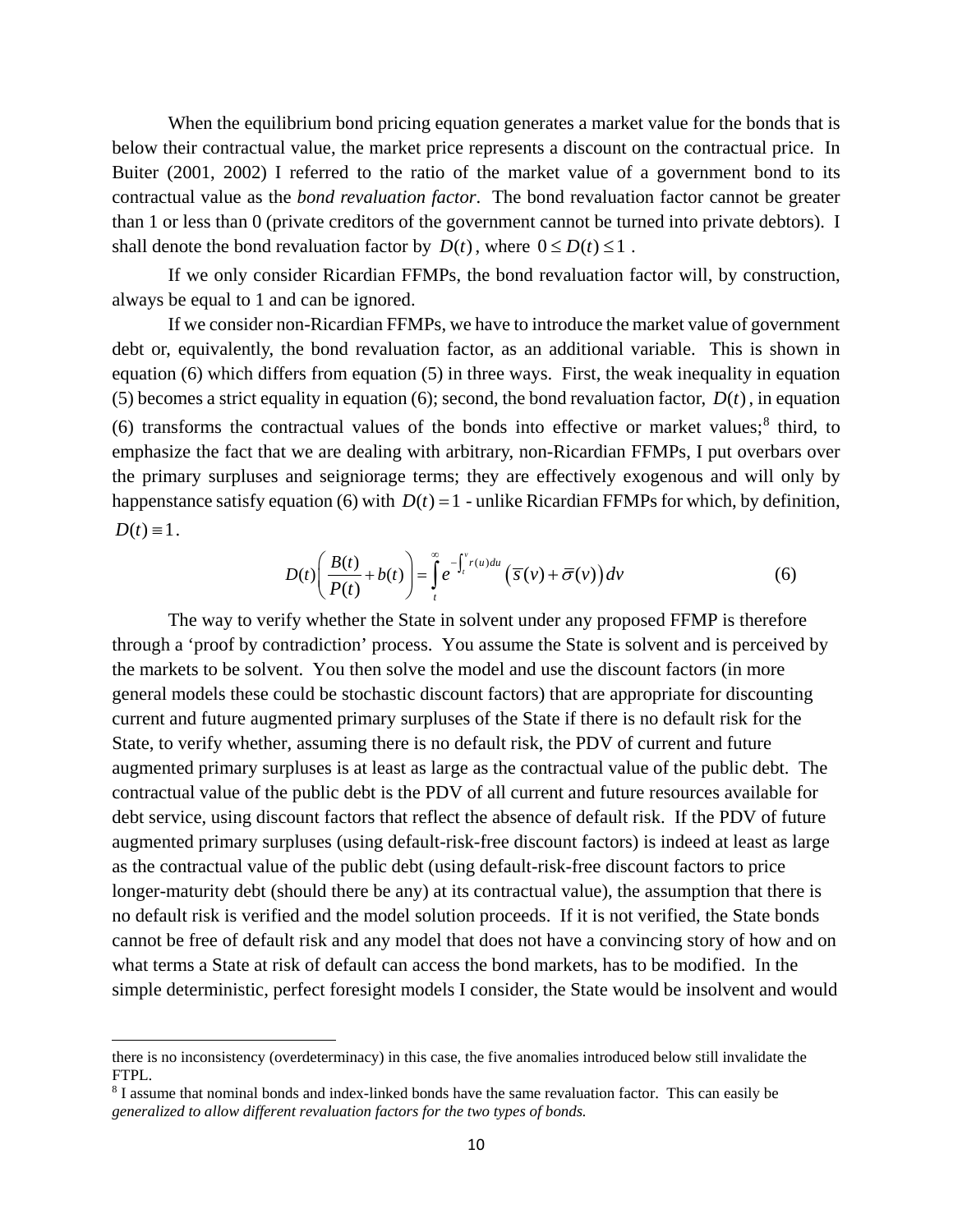When the equilibrium bond pricing equation generates a market value for the bonds that is below their contractual value, the market price represents a discount on the contractual price. In Buiter (2001, 2002) I referred to the ratio of the market value of a government bond to its contractual value as the *bond revaluation factor*. The bond revaluation factor cannot be greater than 1 or less than 0 (private creditors of the government cannot be turned into private debtors). I shall denote the bond revaluation factor by $D(t)$, where $0 \le D(t) \le 1$.

If we only consider Ricardian FFMPs, the bond revaluation factor will, by construction, always be equal to 1 and can be ignored.

If we consider non-Ricardian FFMPs, we have to introduce the market value of government debt or, equivalently, the bond revaluation factor, as an additional variable. This is shown in equation (6) which differs from equation (5) in three ways. First, the weak inequality in equation (5) becomes a strict equality in equation (6); second, the bond revaluation factor, $D(t)$, in equation (6) transforms the contractual values of the bonds into effective or market values;[8] third, to emphasize the fact that we are dealing with arbitrary, non-Ricardian FFMPs, I put overbars over the primary surpluses and seigniorage terms; they are effectively exogenous and will only by happenstance satisfy equation (6) with $D(t)=1$ - unlike Ricardian FFMPs for which, by definition, $D(t) \equiv 1$.

$$D(t)\left(\frac{B(t)}{P(t)}+b(t)\right)=\int_{t}^{\infty} e^{-\int_{t}^{v} r(u)du}\left(\overline{s}(v)+\overline{\sigma}(v)\right)dv \tag{6}$$

The way to verify whether the State in solvent under any proposed FFMP is therefore through a 'proof by contradiction' process. You assume the State is solvent and is perceived by the markets to be solvent. You then solve the model and use the discount factors (in more general models these could be stochastic discount factors) that are appropriate for discounting current and future augmented primary surpluses of the State if there is no default risk for the State, to verify whether, assuming there is no default risk, the PDV of current and future augmented primary surpluses is at least as large as the contractual value of the public debt. The contractual value of the public debt is the PDV of all current and future resources available for debt service, using discount factors that reflect the absence of default risk. If the PDV of future augmented primary surpluses (using default-risk-free discount factors) is indeed at least as large as the contractual value of the public debt (using default-risk-free discount factors to price longer-maturity debt (should there be any) at its contractual value), the assumption that there is no default risk is verified and the model solution proceeds. If it is not verified, the State bonds cannot be free of default risk and any model that does not have a convincing story of how and on what terms a State at risk of default can access the bond markets, has to be modified. In the simple deterministic, perfect foresight models I consider, the State would be insolvent and would

---

there is no inconsistency (overdeterminacy) in this case, the five anomalies introduced below still invalidate the FTPL.

[8] I assume that nominal bonds and index-linked bonds have the same revaluation factor. This can easily be *generalized to allow different revaluation factors for the two types of bonds.*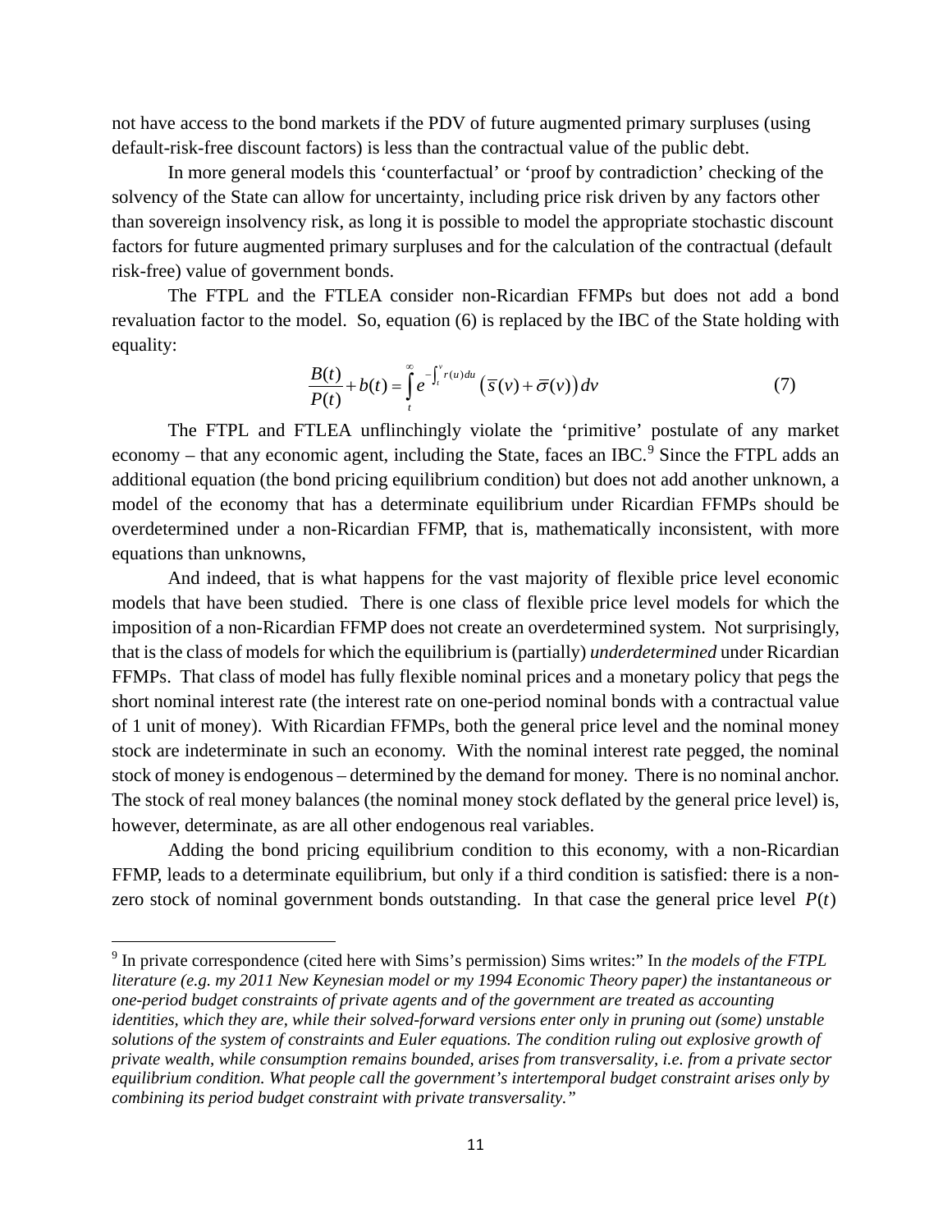not have access to the bond markets if the PDV of future augmented primary surpluses (using default-risk-free discount factors) is less than the contractual value of the public debt.

In more general models this 'counterfactual' or 'proof by contradiction' checking of the solvency of the State can allow for uncertainty, including price risk driven by any factors other than sovereign insolvency risk, as long it is possible to model the appropriate stochastic discount factors for future augmented primary surpluses and for the calculation of the contractual (default risk-free) value of government bonds.

The FTPL and the FTLEA consider non-Ricardian FFMPs but does not add a bond revaluation factor to the model. So, equation (6) is replaced by the IBC of the State holding with equality:

$$\frac{B(t)}{P(t)} + b(t) = \int_t^{\infty} e^{-\int_t^v r(u)du} \left( \bar{s}(v) + \bar{\sigma}(v) \right) dv \tag{7}$$

The FTPL and FTLEA unflinchingly violate the 'primitive' postulate of any market economy – that any economic agent, including the State, faces an IBC.[9] Since the FTPL adds an additional equation (the bond pricing equilibrium condition) but does not add another unknown, a model of the economy that has a determinate equilibrium under Ricardian FFMPs should be overdetermined under a non-Ricardian FFMP, that is, mathematically inconsistent, with more equations than unknowns,

And indeed, that is what happens for the vast majority of flexible price level economic models that have been studied. There is one class of flexible price level models for which the imposition of a non-Ricardian FFMP does not create an overdetermined system. Not surprisingly, that is the class of models for which the equilibrium is (partially) *underdetermined* under Ricardian FFMPs. That class of model has fully flexible nominal prices and a monetary policy that pegs the short nominal interest rate (the interest rate on one-period nominal bonds with a contractual value of 1 unit of money). With Ricardian FFMPs, both the general price level and the nominal money stock are indeterminate in such an economy. With the nominal interest rate pegged, the nominal stock of money is endogenous – determined by the demand for money. There is no nominal anchor. The stock of real money balances (the nominal money stock deflated by the general price level) is, however, determinate, as are all other endogenous real variables.

Adding the bond pricing equilibrium condition to this economy, with a non-Ricardian FFMP, leads to a determinate equilibrium, but only if a third condition is satisfied: there is a non-zero stock of nominal government bonds outstanding. In that case the general price level $P(t)$

[9] In private correspondence (cited here with Sims's permission) Sims writes:" In *the models of the FTPL literature (e.g. my 2011 New Keynesian model or my 1994 Economic Theory paper) the instantaneous or one-period budget constraints of private agents and of the government are treated as accounting identities, which they are, while their solved-forward versions enter only in pruning out (some) unstable solutions of the system of constraints and Euler equations. The condition ruling out explosive growth of private wealth, while consumption remains bounded, arises from transversality, i.e. from a private sector equilibrium condition. What people call the government's intertemporal budget constraint arises only by combining its period budget constraint with private transversality."*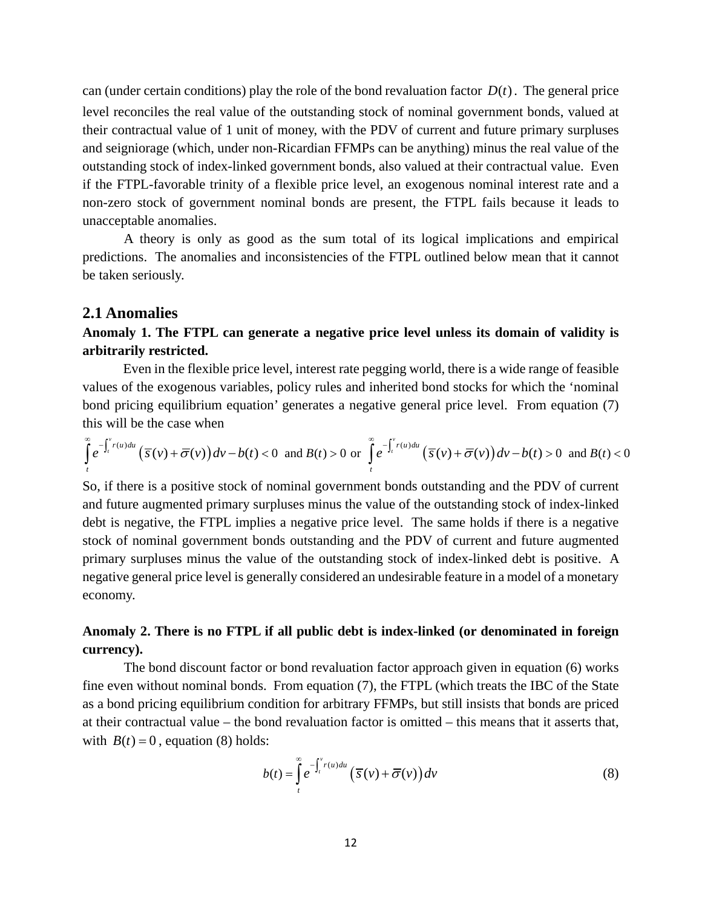can (under certain conditions) play the role of the bond revaluation factor $D(t)$. The general price level reconciles the real value of the outstanding stock of nominal government bonds, valued at their contractual value of 1 unit of money, with the PDV of current and future primary surpluses and seigniorage (which, under non-Ricardian FFMPs can be anything) minus the real value of the outstanding stock of index-linked government bonds, also valued at their contractual value. Even if the FTPL-favorable trinity of a flexible price level, an exogenous nominal interest rate and a non-zero stock of government nominal bonds are present, the FTPL fails because it leads to unacceptable anomalies.

A theory is only as good as the sum total of its logical implications and empirical predictions. The anomalies and inconsistencies of the FTPL outlined below mean that it cannot be taken seriously.

## 2.1 Anomalies

**Anomaly 1. The FTPL can generate a negative price level unless its domain of validity is arbitrarily restricted.**

Even in the flexible price level, interest rate pegging world, there is a wide range of feasible values of the exogenous variables, policy rules and inherited bond stocks for which the 'nominal bond pricing equilibrium equation' generates a negative general price level. From equation (7) this will be the case when

$$\int_t^{\infty} e^{-\int_t^v r(u)du} \left(\overline{s}(v)+\overline{\sigma}(v)\right)dv - b(t) < 0 \text{ and } B(t) > 0 \text{ or } \int_t^{\infty} e^{-\int_t^v r(u)du} \left(\overline{s}(v)+\overline{\sigma}(v)\right)dv - b(t) > 0 \text{ and } B(t) < 0$$

So, if there is a positive stock of nominal government bonds outstanding and the PDV of current and future augmented primary surpluses minus the value of the outstanding stock of index-linked debt is negative, the FTPL implies a negative price level. The same holds if there is a negative stock of nominal government bonds outstanding and the PDV of current and future augmented primary surpluses minus the value of the outstanding stock of index-linked debt is positive. A negative general price level is generally considered an undesirable feature in a model of a monetary economy.

**Anomaly 2. There is no FTPL if all public debt is index-linked (or denominated in foreign currency).**

The bond discount factor or bond revaluation factor approach given in equation (6) works fine even without nominal bonds. From equation (7), the FTPL (which treats the IBC of the State as a bond pricing equilibrium condition for arbitrary FFMPs, but still insists that bonds are priced at their contractual value – the bond revaluation factor is omitted – this means that it asserts that, with $B(t)=0$, equation (8) holds:

$$b(t) = \int_t^{\infty} e^{-\int_t^v r(u)du} \left(\overline{s}(v)+\overline{\sigma}(v)\right)dv \tag{8}$$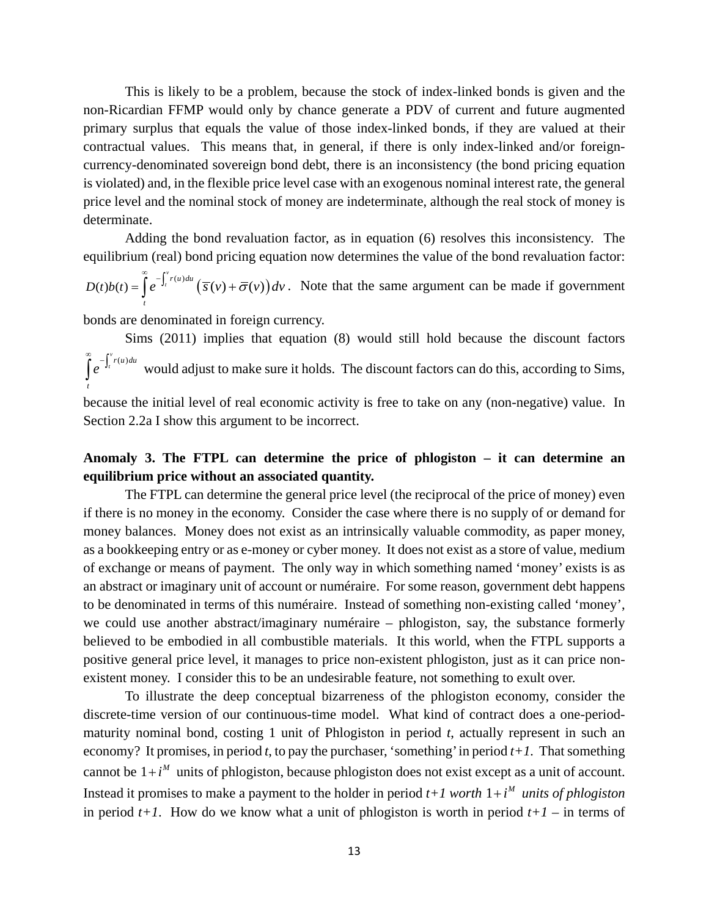This is likely to be a problem, because the stock of index-linked bonds is given and the non-Ricardian FFMP would only by chance generate a PDV of current and future augmented primary surplus that equals the value of those index-linked bonds, if they are valued at their contractual values. This means that, in general, if there is only index-linked and/or foreign-currency-denominated sovereign bond debt, there is an inconsistency (the bond pricing equation is violated) and, in the flexible price level case with an exogenous nominal interest rate, the general price level and the nominal stock of money are indeterminate, although the real stock of money is determinate.

Adding the bond revaluation factor, as in equation (6) resolves this inconsistency. The equilibrium (real) bond pricing equation now determines the value of the bond revaluation factor: $D(t)b(t) = \int_t^{\infty} e^{-\int_t^v r(u)du}\left(\overline{s}(v) + \overline{\sigma}(v)\right)dv$. Note that the same argument can be made if government bonds are denominated in foreign currency.

Sims (2011) implies that equation (8) would still hold because the discount factors $\int_t^{\infty} e^{-\int_t^v r(u)du}$ would adjust to make sure it holds. The discount factors can do this, according to Sims, because the initial level of real economic activity is free to take on any (non-negative) value. In Section 2.2a I show this argument to be incorrect.

**Anomaly 3. The FTPL can determine the price of phlogiston – it can determine an equilibrium price without an associated quantity.**

The FTPL can determine the general price level (the reciprocal of the price of money) even if there is no money in the economy. Consider the case where there is no supply of or demand for money balances. Money does not exist as an intrinsically valuable commodity, as paper money, as a bookkeeping entry or as e-money or cyber money. It does not exist as a store of value, medium of exchange or means of payment. The only way in which something named 'money' exists is as an abstract or imaginary unit of account or numéraire. For some reason, government debt happens to be denominated in terms of this numéraire. Instead of something non-existing called 'money', we could use another abstract/imaginary numéraire – phlogiston, say, the substance formerly believed to be embodied in all combustible materials. It this world, when the FTPL supports a positive general price level, it manages to price non-existent phlogiston, just as it can price non-existent money. I consider this to be an undesirable feature, not something to exult over.

To illustrate the deep conceptual bizarreness of the phlogiston economy, consider the discrete-time version of our continuous-time model. What kind of contract does a one-period-maturity nominal bond, costing 1 unit of Phlogiston in period *t*, actually represent in such an economy? It promises, in period *t*, to pay the purchaser, 'something' in period *t+1*. That something cannot be $1+i^M$ units of phlogiston, because phlogiston does not exist except as a unit of account. Instead it promises to make a payment to the holder in period *t+1 worth* $1+i^M$ *units of phlogiston* in period *t+1*. How do we know what a unit of phlogiston is worth in period *t+1* – in terms of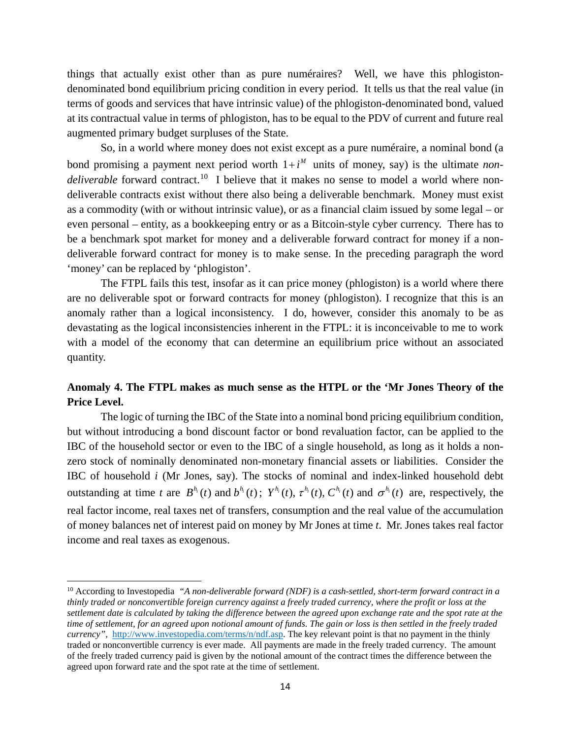things that actually exist other than as pure numéraires? Well, we have this phlogiston-denominated bond equilibrium pricing condition in every period. It tells us that the real value (in terms of goods and services that have intrinsic value) of the phlogiston-denominated bond, valued at its contractual value in terms of phlogiston, has to be equal to the PDV of current and future real augmented primary budget surpluses of the State.

So, in a world where money does not exist except as a pure numéraire, a nominal bond (a bond promising a payment next period worth $1+i^M$ units of money, say) is the ultimate *non-deliverable* forward contract.[10] I believe that it makes no sense to model a world where non-deliverable contracts exist without there also being a deliverable benchmark. Money must exist as a commodity (with or without intrinsic value), or as a financial claim issued by some legal – or even personal – entity, as a bookkeeping entry or as a Bitcoin-style cyber currency. There has to be a benchmark spot market for money and a deliverable forward contract for money if a non-deliverable forward contract for money is to make sense. In the preceding paragraph the word 'money' can be replaced by 'phlogiston'.

The FTPL fails this test, insofar as it can price money (phlogiston) is a world where there are no deliverable spot or forward contracts for money (phlogiston). I recognize that this is an anomaly rather than a logical inconsistency. I do, however, consider this anomaly to be as devastating as the logical inconsistencies inherent in the FTPL: it is inconceivable to me to work with a model of the economy that can determine an equilibrium price without an associated quantity.

**Anomaly 4. The FTPL makes as much sense as the HTPL or the 'Mr Jones Theory of the Price Level.**

The logic of turning the IBC of the State into a nominal bond pricing equilibrium condition, but without introducing a bond discount factor or bond revaluation factor, can be applied to the IBC of the household sector or even to the IBC of a single household, as long as it holds a non-zero stock of nominally denominated non-monetary financial assets or liabilities. Consider the IBC of household *i* (Mr Jones, say). The stocks of nominal and index-linked household debt outstanding at time *t* are $B^{h_i}(t)$ and $b^{h_i}(t)$; $Y^{h_i}(t)$, $\tau^{h_i}(t)$, $C^{h_i}(t)$ and $\sigma^{h_i}(t)$ are, respectively, the real factor income, real taxes net of transfers, consumption and the real value of the accumulation of money balances net of interest paid on money by Mr Jones at time *t*. Mr. Jones takes real factor income and real taxes as exogenous.

[10] According to Investopedia *"A non-deliverable forward (NDF) is a cash-settled, short-term forward contract in a thinly traded or nonconvertible foreign currency against a freely traded currency, where the profit or loss at the settlement date is calculated by taking the difference between the agreed upon exchange rate and the spot rate at the time of settlement, for an agreed upon notional amount of funds. The gain or loss is then settled in the freely traded currency"*, http://www.investopedia.com/terms/n/ndf.asp. The key relevant point is that no payment in the thinly traded or nonconvertible currency is ever made. All payments are made in the freely traded currency. The amount of the freely traded currency paid is given by the notional amount of the contract times the difference between the agreed upon forward rate and the spot rate at the time of settlement.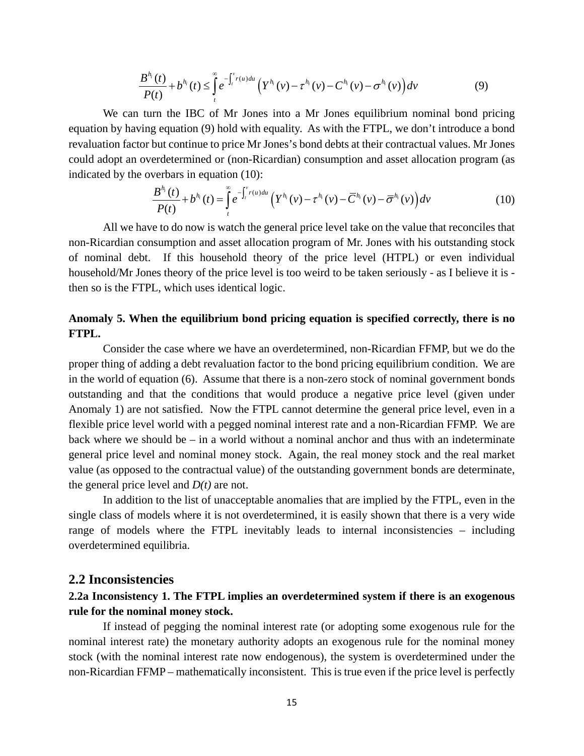$$\frac{B^{h_i}(t)}{P(t)} + b^{h_i}(t) \leq \int_t^{\infty} e^{-\int_t^v r(u)du} \left( Y^{h_i}(v) - \tau^{h_i}(v) - C^{h_i}(v) - \sigma^{h_i}(v) \right) dv \tag{9}$$

We can turn the IBC of Mr Jones into a Mr Jones equilibrium nominal bond pricing equation by having equation (9) hold with equality. As with the FTPL, we don't introduce a bond revaluation factor but continue to price Mr Jones's bond debts at their contractual values. Mr Jones could adopt an overdetermined or (non-Ricardian) consumption and asset allocation program (as indicated by the overbars in equation (10):

$$\frac{B^{h_i}(t)}{P(t)} + b^{h_i}(t) = \int_t^{\infty} e^{-\int_t^v r(u)du} \left( Y^{h_i}(v) - \tau^{h_i}(v) - \bar{C}^{h_i}(v) - \bar{\sigma}^{h_i}(v) \right) dv \tag{10}$$

All we have to do now is watch the general price level take on the value that reconciles that non-Ricardian consumption and asset allocation program of Mr. Jones with his outstanding stock of nominal debt. If this household theory of the price level (HTPL) or even individual household/Mr Jones theory of the price level is too weird to be taken seriously - as I believe it is - then so is the FTPL, which uses identical logic.

**Anomaly 5. When the equilibrium bond pricing equation is specified correctly, there is no FTPL.**

Consider the case where we have an overdetermined, non-Ricardian FFMP, but we do the proper thing of adding a debt revaluation factor to the bond pricing equilibrium condition. We are in the world of equation (6). Assume that there is a non-zero stock of nominal government bonds outstanding and that the conditions that would produce a negative price level (given under Anomaly 1) are not satisfied. Now the FTPL cannot determine the general price level, even in a flexible price level world with a pegged nominal interest rate and a non-Ricardian FFMP. We are back where we should be – in a world without a nominal anchor and thus with an indeterminate general price level and nominal money stock. Again, the real money stock and the real market value (as opposed to the contractual value) of the outstanding government bonds are determinate, the general price level and *D(t)* are not.

In addition to the list of unacceptable anomalies that are implied by the FTPL, even in the single class of models where it is not overdetermined, it is easily shown that there is a very wide range of models where the FTPL inevitably leads to internal inconsistencies – including overdetermined equilibria.

## 2.2 Inconsistencies

### 2.2a Inconsistency 1. The FTPL implies an overdetermined system if there is an exogenous rule for the nominal money stock.

If instead of pegging the nominal interest rate (or adopting some exogenous rule for the nominal interest rate) the monetary authority adopts an exogenous rule for the nominal money stock (with the nominal interest rate now endogenous), the system is overdetermined under the non-Ricardian FFMP – mathematically inconsistent. This is true even if the price level is perfectly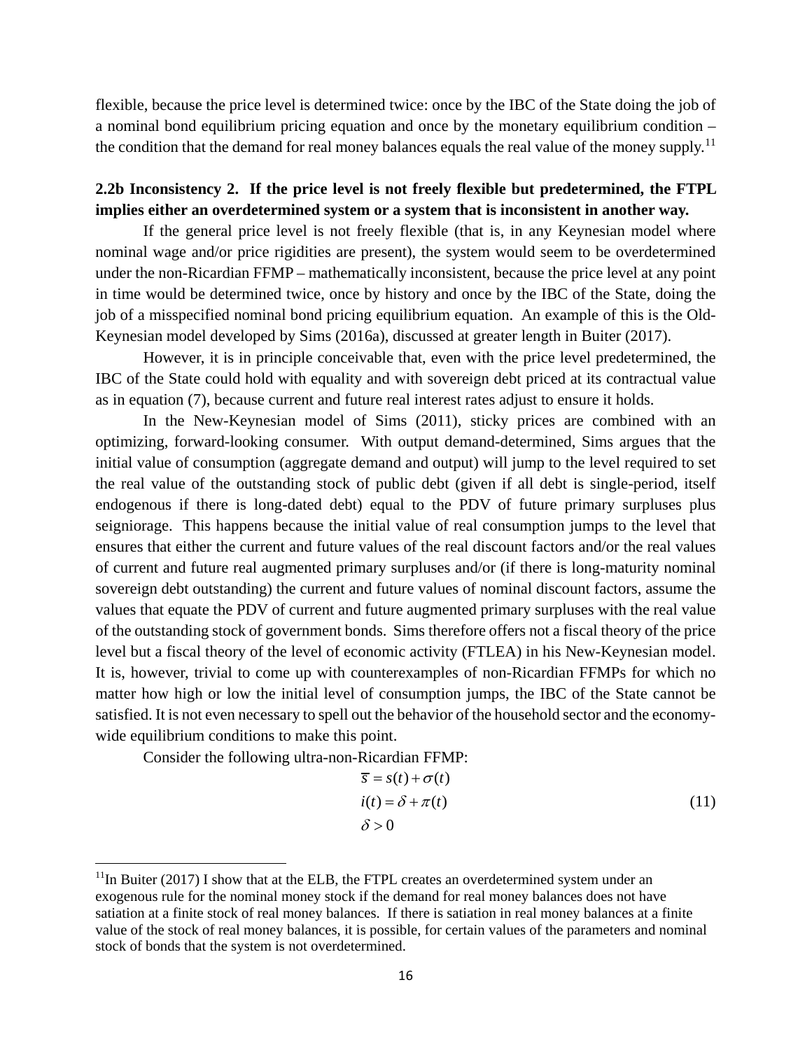flexible, because the price level is determined twice: once by the IBC of the State doing the job of a nominal bond equilibrium pricing equation and once by the monetary equilibrium condition – the condition that the demand for real money balances equals the real value of the money supply.[11]

**2.2b Inconsistency 2. If the price level is not freely flexible but predetermined, the FTPL implies either an overdetermined system or a system that is inconsistent in another way.**

If the general price level is not freely flexible (that is, in any Keynesian model where nominal wage and/or price rigidities are present), the system would seem to be overdetermined under the non-Ricardian FFMP – mathematically inconsistent, because the price level at any point in time would be determined twice, once by history and once by the IBC of the State, doing the job of a misspecified nominal bond pricing equilibrium equation. An example of this is the Old-Keynesian model developed by Sims (2016a), discussed at greater length in Buiter (2017).

However, it is in principle conceivable that, even with the price level predetermined, the IBC of the State could hold with equality and with sovereign debt priced at its contractual value as in equation (7), because current and future real interest rates adjust to ensure it holds.

In the New-Keynesian model of Sims (2011), sticky prices are combined with an optimizing, forward-looking consumer. With output demand-determined, Sims argues that the initial value of consumption (aggregate demand and output) will jump to the level required to set the real value of the outstanding stock of public debt (given if all debt is single-period, itself endogenous if there is long-dated debt) equal to the PDV of future primary surpluses plus seigniorage. This happens because the initial value of real consumption jumps to the level that ensures that either the current and future values of the real discount factors and/or the real values of current and future real augmented primary surpluses and/or (if there is long-maturity nominal sovereign debt outstanding) the current and future values of nominal discount factors, assume the values that equate the PDV of current and future augmented primary surpluses with the real value of the outstanding stock of government bonds. Sims therefore offers not a fiscal theory of the price level but a fiscal theory of the level of economic activity (FTLEA) in his New-Keynesian model. It is, however, trivial to come up with counterexamples of non-Ricardian FFMPs for which no matter how high or low the initial level of consumption jumps, the IBC of the State cannot be satisfied. It is not even necessary to spell out the behavior of the household sector and the economy-wide equilibrium conditions to make this point.

Consider the following ultra-non-Ricardian FFMP:

$$
\begin{aligned}
&\overline{s} = s(t) + \sigma(t) \\
&i(t) = \delta + \pi(t) \\
&\delta > 0
\end{aligned}
\tag{11}
$$

[11] In Buiter (2017) I show that at the ELB, the FTPL creates an overdetermined system under an exogenous rule for the nominal money stock if the demand for real money balances does not have satiation at a finite stock of real money balances. If there is satiation in real money balances at a finite value of the stock of real money balances, it is possible, for certain values of the parameters and nominal stock of bonds that the system is not overdetermined.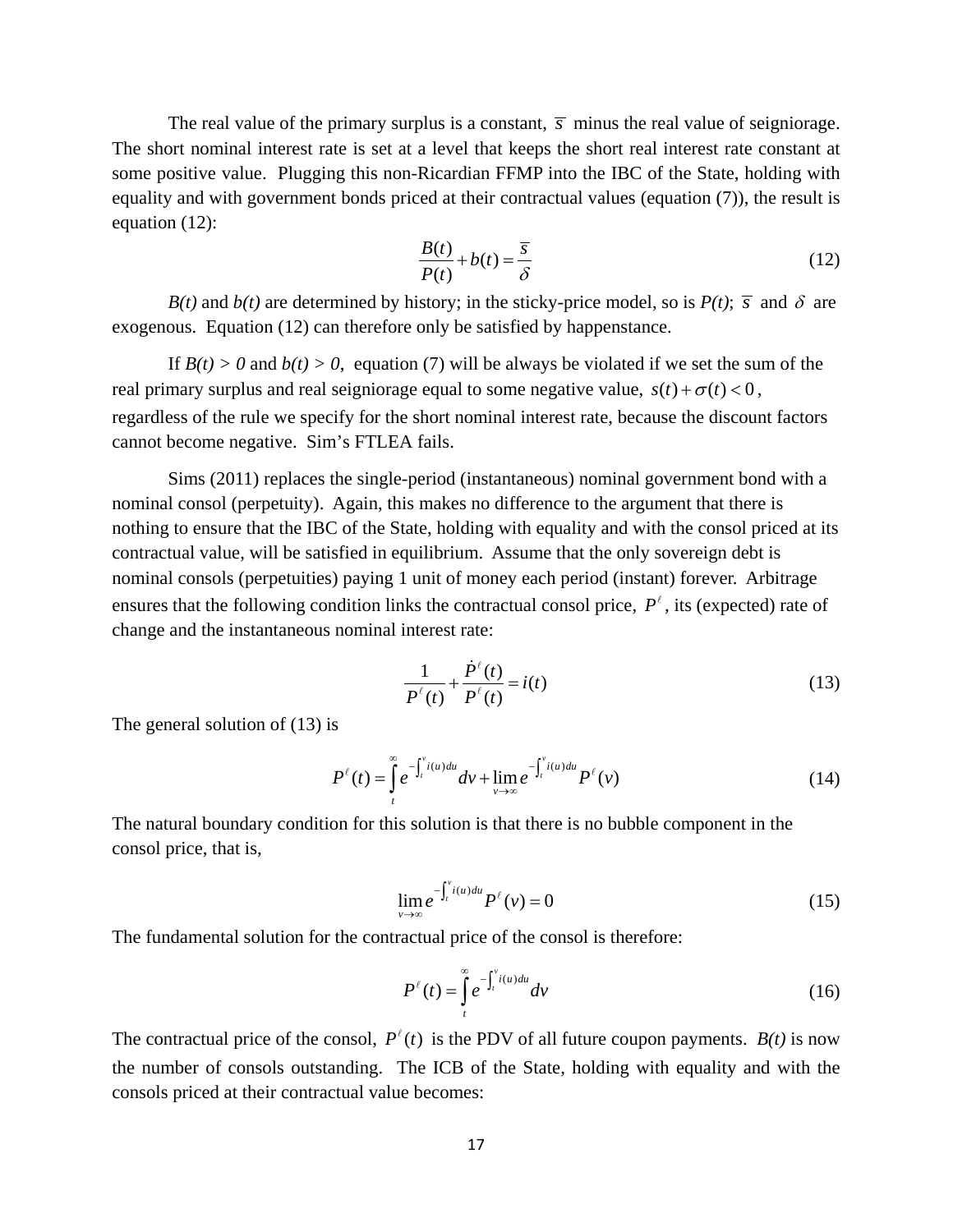The real value of the primary surplus is a constant, $\bar{s}$ minus the real value of seigniorage. The short nominal interest rate is set at a level that keeps the short real interest rate constant at some positive value. Plugging this non-Ricardian FFMP into the IBC of the State, holding with equality and with government bonds priced at their contractual values (equation (7)), the result is equation (12):

$$\frac{B(t)}{P(t)} + b(t) = \frac{\bar{s}}{\delta} \tag{12}$$

*B(t)* and *b(t)* are determined by history; in the sticky-price model, so is *P(t)*; $\bar{s}$ and $\delta$ are exogenous. Equation (12) can therefore only be satisfied by happenstance.

If *B(t) > 0* and *b(t) > 0*, equation (7) will be always be violated if we set the sum of the real primary surplus and real seigniorage equal to some negative value, $s(t) + \sigma(t) < 0$, regardless of the rule we specify for the short nominal interest rate, because the discount factors cannot become negative. Sim's FTLEA fails.

Sims (2011) replaces the single-period (instantaneous) nominal government bond with a nominal consol (perpetuity). Again, this makes no difference to the argument that there is nothing to ensure that the IBC of the State, holding with equality and with the consol priced at its contractual value, will be satisfied in equilibrium. Assume that the only sovereign debt is nominal consols (perpetuities) paying 1 unit of money each period (instant) forever. Arbitrage ensures that the following condition links the contractual consol price, $P^{\ell}$, its (expected) rate of change and the instantaneous nominal interest rate:

$$\frac{1}{P^{\ell}(t)} + \frac{\dot{P}^{\ell}(t)}{P^{\ell}(t)} = i(t) \tag{13}$$

The general solution of (13) is

$$P^{\ell}(t) = \int_t^{\infty} e^{-\int_t^v i(u)du} dv + \lim_{v \to \infty} e^{-\int_t^v i(u)du} P^{\ell}(v) \tag{14}$$

The natural boundary condition for this solution is that there is no bubble component in the consol price, that is,

$$\lim_{v \to \infty} e^{-\int_t^v i(u)du} P^{\ell}(v) = 0 \tag{15}$$

The fundamental solution for the contractual price of the consol is therefore:

$$P^{\ell}(t) = \int_t^{\infty} e^{-\int_t^v i(u)du} dv \tag{16}$$

The contractual price of the consol, $P^{\ell}(t)$ is the PDV of all future coupon payments. *B(t)* is now the number of consols outstanding. The ICB of the State, holding with equality and with the consols priced at their contractual value becomes: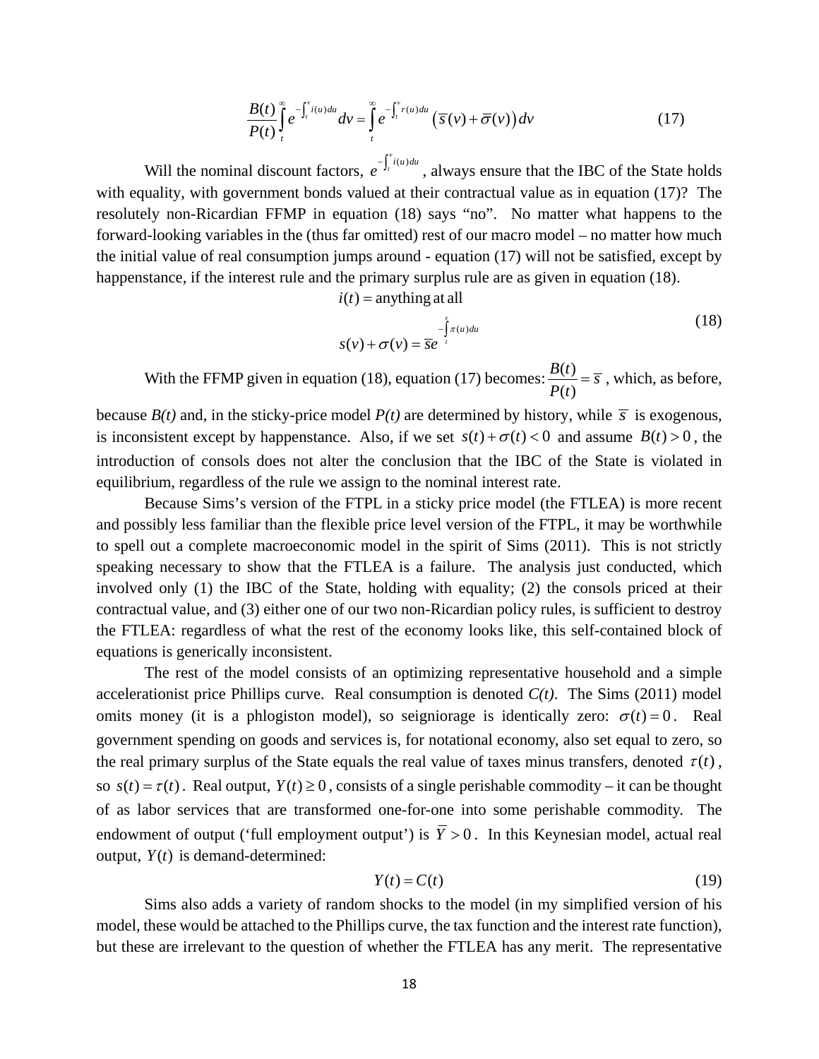$$\frac{B(t)}{P(t)}\int_t^{\infty} e^{-\int_t^v i(u)du}dv = \int_t^{\infty} e^{-\int_t^v r(u)du}\left(\bar{s}(v)+\bar{\sigma}(v)\right)dv \tag{17}$$

Will the nominal discount factors, $e^{-\int_t^v i(u)du}$, always ensure that the IBC of the State holds with equality, with government bonds valued at their contractual value as in equation (17)? The resolutely non-Ricardian FFMP in equation (18) says "no". No matter what happens to the forward-looking variables in the (thus far omitted) rest of our macro model – no matter how much the initial value of real consumption jumps around - equation (17) will not be satisfied, except by happenstance, if the interest rule and the primary surplus rule are as given in equation (18).

$$\begin{aligned} i(t) &= \text{anything at all} \\ s(v)+\sigma(v) &= \bar{s}e^{-\int_t^v \pi(u)du} \end{aligned} \tag{18}$$

With the FFMP given in equation (18), equation (17) becomes: $\frac{B(t)}{P(t)} = \bar{s}$, which, as before, because *B(t)* and, in the sticky-price model *P(t)* are determined by history, while $\bar{s}$ is exogenous, is inconsistent except by happenstance. Also, if we set $s(t)+\sigma(t)<0$ and assume $B(t)>0$, the introduction of consols does not alter the conclusion that the IBC of the State is violated in equilibrium, regardless of the rule we assign to the nominal interest rate.

Because Sims's version of the FTPL in a sticky price model (the FTLEA) is more recent and possibly less familiar than the flexible price level version of the FTPL, it may be worthwhile to spell out a complete macroeconomic model in the spirit of Sims (2011). This is not strictly speaking necessary to show that the FTLEA is a failure. The analysis just conducted, which involved only (1) the IBC of the State, holding with equality; (2) the consols priced at their contractual value, and (3) either one of our two non-Ricardian policy rules, is sufficient to destroy the FTLEA: regardless of what the rest of the economy looks like, this self-contained block of equations is generically inconsistent.

The rest of the model consists of an optimizing representative household and a simple accelerationist price Phillips curve. Real consumption is denoted *C(t)*. The Sims (2011) model omits money (it is a phlogiston model), so seigniorage is identically zero: $\sigma(t)=0$. Real government spending on goods and services is, for notational economy, also set equal to zero, so the real primary surplus of the State equals the real value of taxes minus transfers, denoted $\tau(t)$, so $s(t)=\tau(t)$. Real output, $Y(t)\geq 0$, consists of a single perishable commodity – it can be thought of as labor services that are transformed one-for-one into some perishable commodity. The endowment of output ('full employment output') is $\bar{Y}>0$. In this Keynesian model, actual real output, $Y(t)$ is demand-determined:

$$Y(t) = C(t) \tag{19}$$

Sims also adds a variety of random shocks to the model (in my simplified version of his model, these would be attached to the Phillips curve, the tax function and the interest rate function), but these are irrelevant to the question of whether the FTLEA has any merit. The representative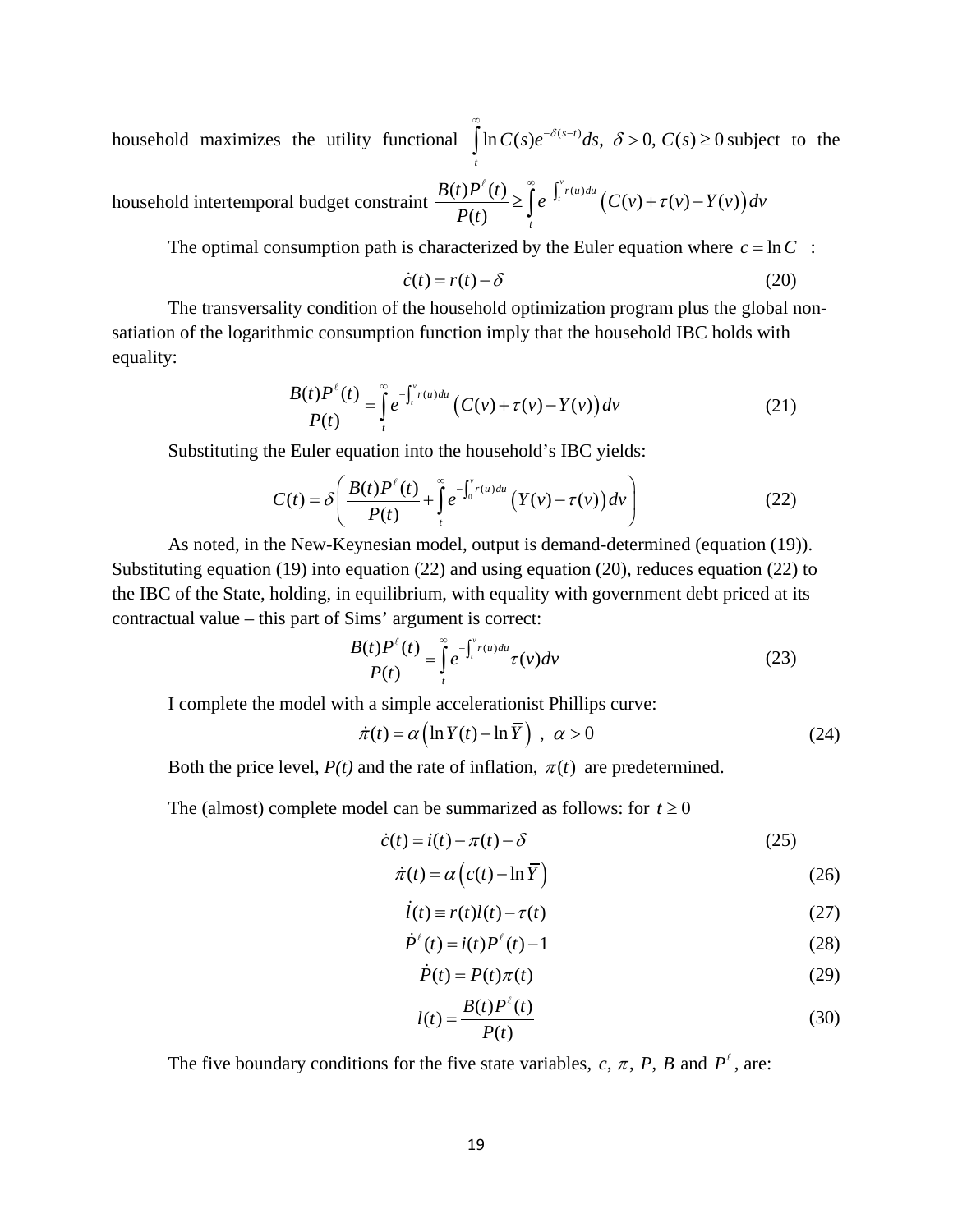household maximizes the utility functional $\int_t^{\infty} \ln C(s) e^{-\delta(s-t)} ds,\ \delta > 0,\ C(s) \geq 0$ subject to the household intertemporal budget constraint $\frac{B(t)P^{\ell}(t)}{P(t)} \geq \int_t^{\infty} e^{-\int_t^v r(u)du} \left(C(v) + \tau(v) - Y(v)\right) dv$

The optimal consumption path is characterized by the Euler equation where $c = \ln C$ :

$$\dot{c}(t) = r(t) - \delta \tag{20}$$

The transversality condition of the household optimization program plus the global non-satiation of the logarithmic consumption function imply that the household IBC holds with equality:

$$\frac{B(t)P^{\ell}(t)}{P(t)} = \int_t^{\infty} e^{-\int_t^v r(u)du} \left(C(v) + \tau(v) - Y(v)\right) dv \tag{21}$$

Substituting the Euler equation into the household's IBC yields:

$$C(t) = \delta \left( \frac{B(t)P^{\ell}(t)}{P(t)} + \int_t^{\infty} e^{-\int_0^v r(u)du} \left(Y(v) - \tau(v)\right) dv \right) \tag{22}$$

As noted, in the New-Keynesian model, output is demand-determined (equation (19)). Substituting equation (19) into equation (22) and using equation (20), reduces equation (22) to the IBC of the State, holding, in equilibrium, with equality with government debt priced at its contractual value – this part of Sims' argument is correct:

$$\frac{B(t)P^{\ell}(t)}{P(t)} = \int_t^{\infty} e^{-\int_t^v r(u)du} \tau(v) dv \tag{23}$$

I complete the model with a simple accelerationist Phillips curve:

$$\dot{\pi}(t) = \alpha \left( \ln Y(t) - \ln \overline{Y} \right) \ ,\ \alpha > 0 \tag{24}$$

Both the price level, $P(t)$ and the rate of inflation, $\pi(t)$ are predetermined.

The (almost) complete model can be summarized as follows: for $t \geq 0$

$$\dot{c}(t) = i(t) - \pi(t) - \delta \tag{25}$$

$$\dot{\pi}(t) = \alpha \left( c(t) - \ln \overline{Y} \right) \tag{26}$$

$$\dot{l}(t) \equiv r(t)l(t) - \tau(t) \tag{27}$$

$$\dot{P}^{\ell}(t) = i(t)P^{\ell}(t) - 1 \tag{28}$$

$$\dot{P}(t) = P(t)\pi(t) \tag{29}$$

$$l(t) = \frac{B(t)P^{\ell}(t)}{P(t)} \tag{30}$$

The five boundary conditions for the five state variables, $c$, $\pi$, $P$, $B$ and $P^{\ell}$, are: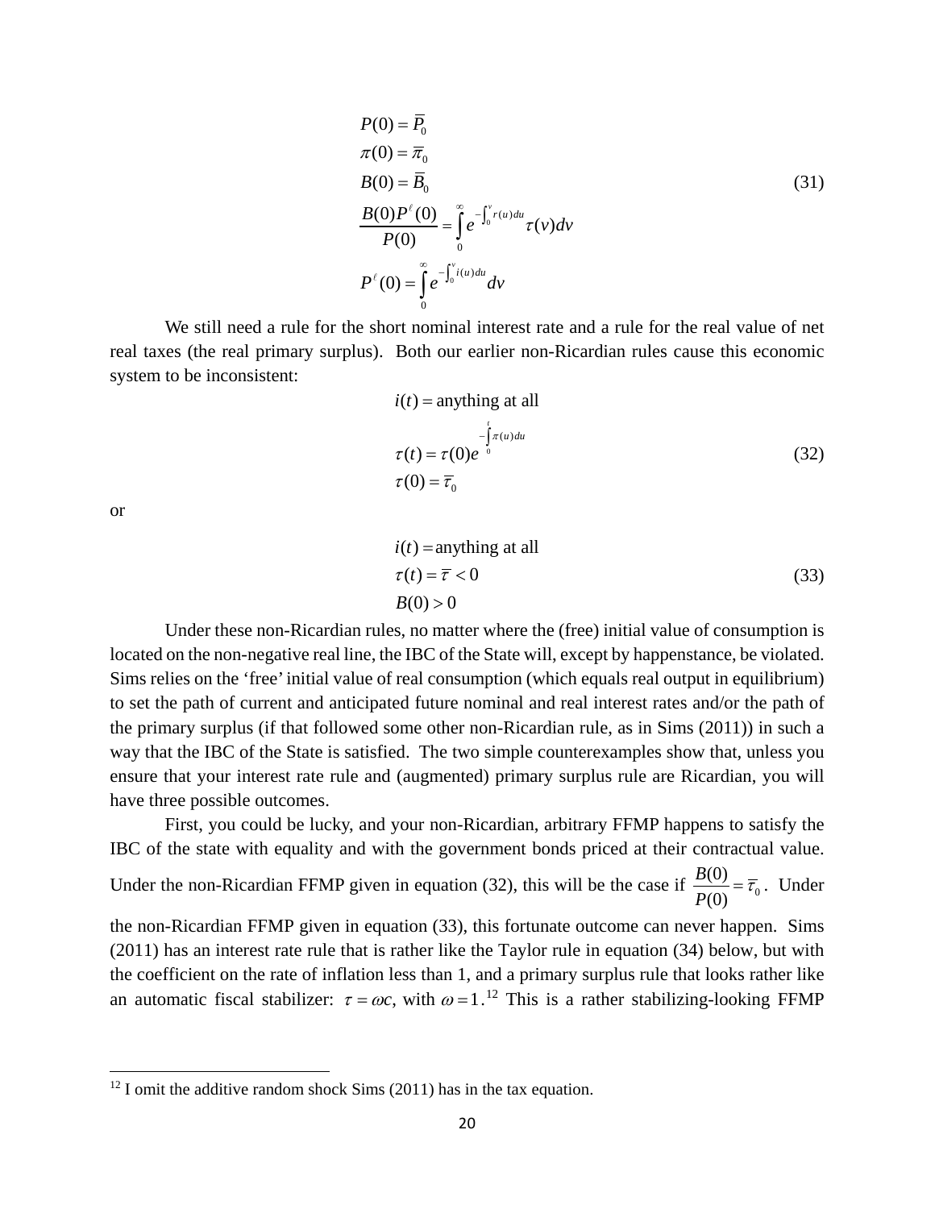$$
\begin{aligned}
&P(0) = \overline{P}_0 \\
&\pi(0) = \overline{\pi}_0 \\
&B(0) = \overline{B}_0 \\
&\frac{B(0)P^{\ell}(0)}{P(0)} = \int_0^{\infty} e^{-\int_0^v r(u)du}\tau(v)dv \\
&P^{\ell}(0) = \int_0^{\infty} e^{-\int_0^v i(u)du}dv
\end{aligned}
\tag{31}
$$

We still need a rule for the short nominal interest rate and a rule for the real value of net real taxes (the real primary surplus). Both our earlier non-Ricardian rules cause this economic system to be inconsistent:

$$
\begin{aligned}
&i(t) = \text{anything at all} \\
&\tau(t) = \tau(0)e^{-\int_0^t \pi(u)du} \\
&\tau(0) = \overline{\tau}_0
\end{aligned}
\tag{32}
$$

or

$$
\begin{aligned}
&i(t) = \text{anything at all} \\
&\tau(t) = \overline{\tau} < 0 \\
&B(0) > 0
\end{aligned}
\tag{33}
$$

Under these non-Ricardian rules, no matter where the (free) initial value of consumption is located on the non-negative real line, the IBC of the State will, except by happenstance, be violated. Sims relies on the 'free' initial value of real consumption (which equals real output in equilibrium) to set the path of current and anticipated future nominal and real interest rates and/or the path of the primary surplus (if that followed some other non-Ricardian rule, as in Sims (2011)) in such a way that the IBC of the State is satisfied. The two simple counterexamples show that, unless you ensure that your interest rate rule and (augmented) primary surplus rule are Ricardian, you will have three possible outcomes.

First, you could be lucky, and your non-Ricardian, arbitrary FFMP happens to satisfy the IBC of the state with equality and with the government bonds priced at their contractual value. Under the non-Ricardian FFMP given in equation (32), this will be the case if $\frac{B(0)}{P(0)} = \overline{\tau}_0$. Under the non-Ricardian FFMP given in equation (33), this fortunate outcome can never happen. Sims (2011) has an interest rate rule that is rather like the Taylor rule in equation (34) below, but with the coefficient on the rate of inflation less than 1, and a primary surplus rule that looks rather like an automatic fiscal stabilizer: $\tau = \omega c$, with $\omega = 1$.[12] This is a rather stabilizing-looking FFMP

[12] I omit the additive random shock Sims (2011) has in the tax equation.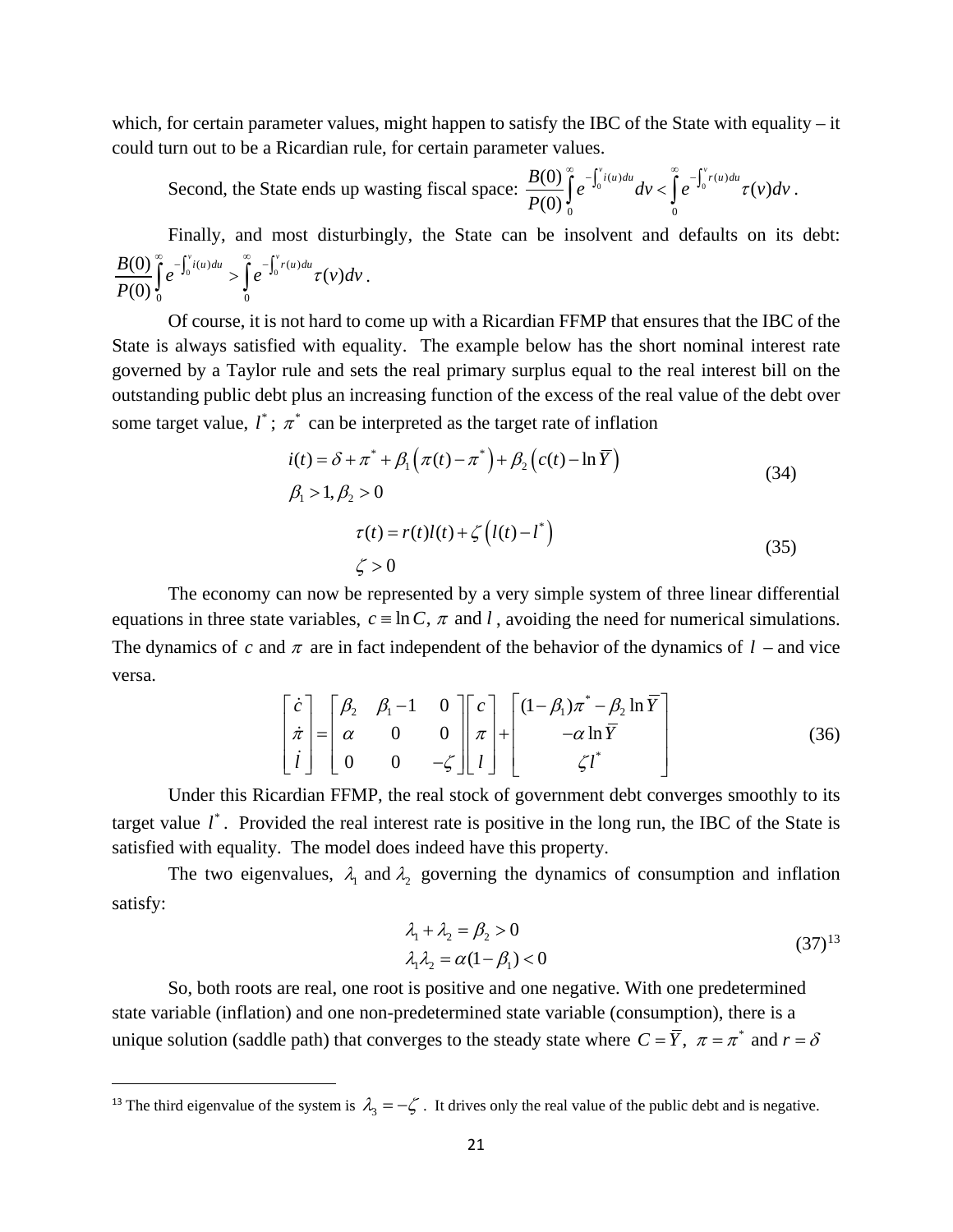which, for certain parameter values, might happen to satisfy the IBC of the State with equality – it could turn out to be a Ricardian rule, for certain parameter values.

Second, the State ends up wasting fiscal space: $\frac{B(0)}{P(0)}\int_0^{\infty} e^{-\int_0^v i(u)du} dv < \int_0^{\infty} e^{-\int_0^v r(u)du} \tau(v)dv$.

Finally, and most disturbingly, the State can be insolvent and defaults on its debt: $\frac{B(0)}{P(0)}\int_0^{\infty} e^{-\int_0^v i(u)du} > \int_0^{\infty} e^{-\int_0^v r(u)du} \tau(v)dv$.

Of course, it is not hard to come up with a Ricardian FFMP that ensures that the IBC of the State is always satisfied with equality. The example below has the short nominal interest rate governed by a Taylor rule and sets the real primary surplus equal to the real interest bill on the outstanding public debt plus an increasing function of the excess of the real value of the debt over some target value, $l^*$; $\pi^*$ can be interpreted as the target rate of inflation

$$
\begin{aligned}
& i(t) = \delta + \pi^* + \beta_1\left(\pi(t) - \pi^*\right) + \beta_2\left(c(t) - \ln \bar{Y}\right) \\
& \beta_1 > 1, \beta_2 > 0
\end{aligned}
\tag{34}
$$

$$
\begin{aligned}
& \tau(t) = r(t)l(t) + \zeta\left(l(t) - l^*\right) \\
& \zeta > 0
\end{aligned}
\tag{35}
$$

The economy can now be represented by a very simple system of three linear differential equations in three state variables, $c \equiv \ln C$, $\pi$ and $l$, avoiding the need for numerical simulations. The dynamics of $c$ and $\pi$ are in fact independent of the behavior of the dynamics of $l$ – and vice versa.

$$
\begin{bmatrix} \dot{c} \\ \dot{\pi} \\ \dot{l} \end{bmatrix} = \begin{bmatrix} \beta_2 & \beta_1 - 1 & 0 \\ \alpha & 0 & 0 \\ 0 & 0 & -\zeta \end{bmatrix} \begin{bmatrix} c \\ \pi \\ l \end{bmatrix} + \begin{bmatrix} (1-\beta_1)\pi^* - \beta_2 \ln \bar{Y} \\ -\alpha \ln \bar{Y} \\ \zeta l^* \end{bmatrix}
\tag{36}
$$

Under this Ricardian FFMP, the real stock of government debt converges smoothly to its target value $l^*$. Provided the real interest rate is positive in the long run, the IBC of the State is satisfied with equality. The model does indeed have this property.

The two eigenvalues, $\lambda_1$ and $\lambda_2$ governing the dynamics of consumption and inflation satisfy:

$$
\begin{aligned}
& \lambda_1 + \lambda_2 = \beta_2 > 0 \\
& \lambda_1 \lambda_2 = \alpha(1 - \beta_1) < 0
\end{aligned}
\tag{37}
$$
[13]

So, both roots are real, one root is positive and one negative. With one predetermined state variable (inflation) and one non-predetermined state variable (consumption), there is a unique solution (saddle path) that converges to the steady state where $C = \bar{Y}$, $\pi = \pi^*$ and $r = \delta$

---

[13] The third eigenvalue of the system is $\lambda_3 = -\zeta$. It drives only the real value of the public debt and is negative.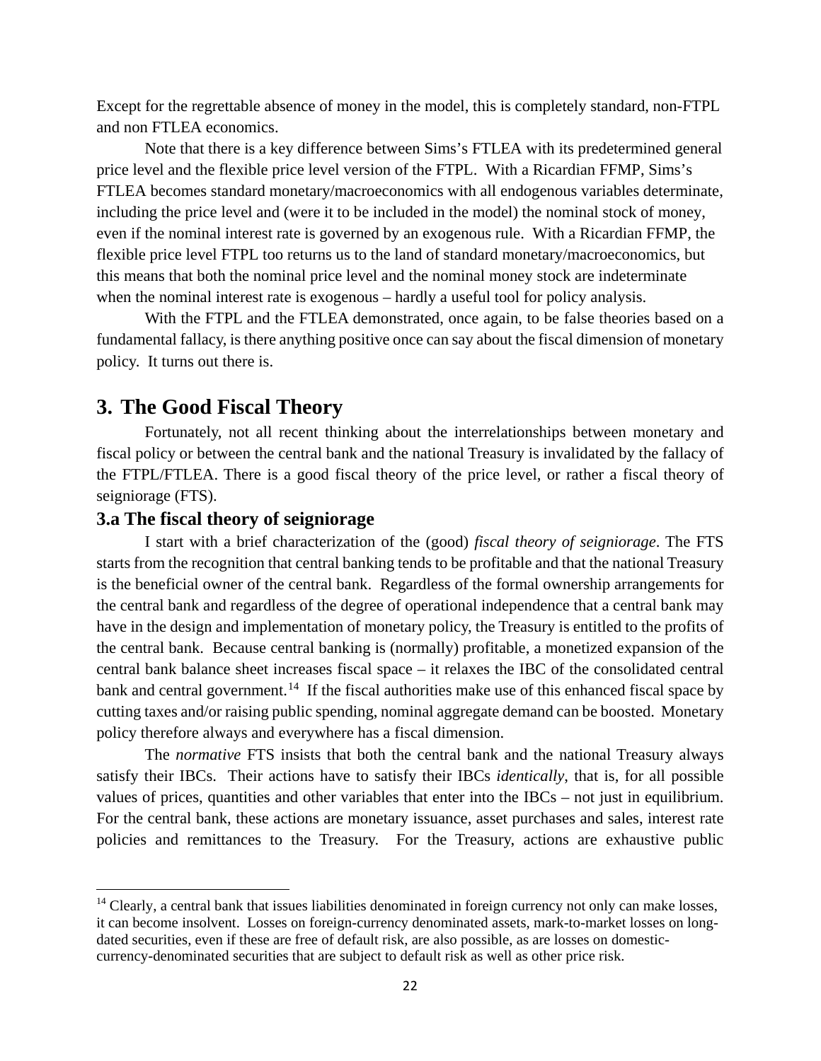Except for the regrettable absence of money in the model, this is completely standard, non-FTPL and non FTLEA economics.

Note that there is a key difference between Sims's FTLEA with its predetermined general price level and the flexible price level version of the FTPL. With a Ricardian FFMP, Sims's FTLEA becomes standard monetary/macroeconomics with all endogenous variables determinate, including the price level and (were it to be included in the model) the nominal stock of money, even if the nominal interest rate is governed by an exogenous rule. With a Ricardian FFMP, the flexible price level FTPL too returns us to the land of standard monetary/macroeconomics, but this means that both the nominal price level and the nominal money stock are indeterminate when the nominal interest rate is exogenous – hardly a useful tool for policy analysis.

With the FTPL and the FTLEA demonstrated, once again, to be false theories based on a fundamental fallacy, is there anything positive once can say about the fiscal dimension of monetary policy. It turns out there is.

## 3. The Good Fiscal Theory

Fortunately, not all recent thinking about the interrelationships between monetary and fiscal policy or between the central bank and the national Treasury is invalidated by the fallacy of the FTPL/FTLEA. There is a good fiscal theory of the price level, or rather a fiscal theory of seigniorage (FTS).

### 3.a The fiscal theory of seigniorage

I start with a brief characterization of the (good) *fiscal theory of seigniorage*. The FTS starts from the recognition that central banking tends to be profitable and that the national Treasury is the beneficial owner of the central bank. Regardless of the formal ownership arrangements for the central bank and regardless of the degree of operational independence that a central bank may have in the design and implementation of monetary policy, the Treasury is entitled to the profits of the central bank. Because central banking is (normally) profitable, a monetized expansion of the central bank balance sheet increases fiscal space – it relaxes the IBC of the consolidated central bank and central government.[14] If the fiscal authorities make use of this enhanced fiscal space by cutting taxes and/or raising public spending, nominal aggregate demand can be boosted. Monetary policy therefore always and everywhere has a fiscal dimension.

The *normative* FTS insists that both the central bank and the national Treasury always satisfy their IBCs. Their actions have to satisfy their IBCs *identically*, that is, for all possible values of prices, quantities and other variables that enter into the IBCs – not just in equilibrium. For the central bank, these actions are monetary issuance, asset purchases and sales, interest rate policies and remittances to the Treasury. For the Treasury, actions are exhaustive public

[14] Clearly, a central bank that issues liabilities denominated in foreign currency not only can make losses, it can become insolvent. Losses on foreign-currency denominated assets, mark-to-market losses on long-dated securities, even if these are free of default risk, are also possible, as are losses on domestic-currency-denominated securities that are subject to default risk as well as other price risk.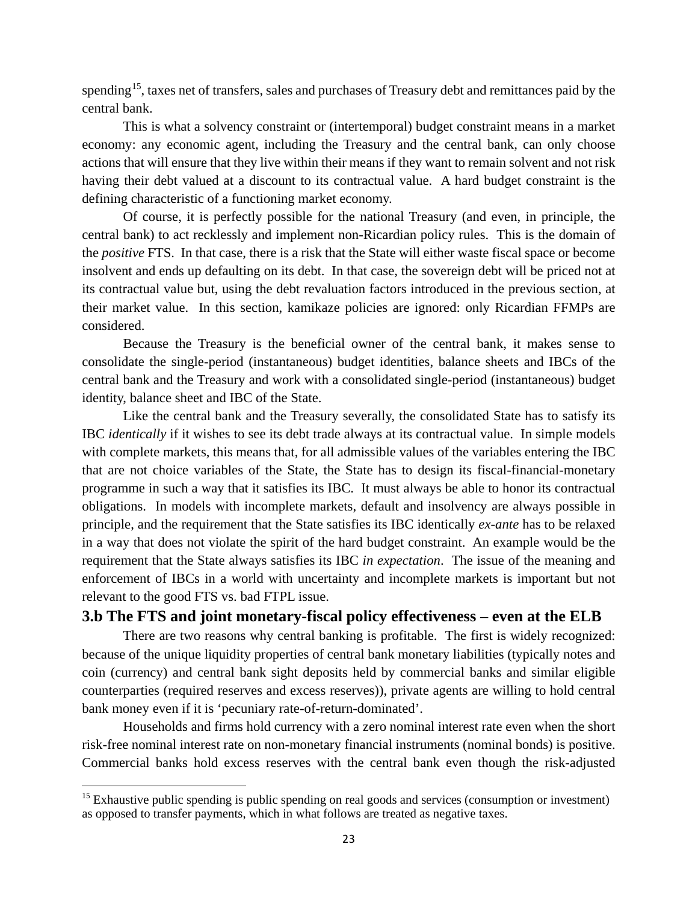spending[15], taxes net of transfers, sales and purchases of Treasury debt and remittances paid by the central bank.

This is what a solvency constraint or (intertemporal) budget constraint means in a market economy: any economic agent, including the Treasury and the central bank, can only choose actions that will ensure that they live within their means if they want to remain solvent and not risk having their debt valued at a discount to its contractual value. A hard budget constraint is the defining characteristic of a functioning market economy.

Of course, it is perfectly possible for the national Treasury (and even, in principle, the central bank) to act recklessly and implement non-Ricardian policy rules. This is the domain of the *positive* FTS. In that case, there is a risk that the State will either waste fiscal space or become insolvent and ends up defaulting on its debt. In that case, the sovereign debt will be priced not at its contractual value but, using the debt revaluation factors introduced in the previous section, at their market value. In this section, kamikaze policies are ignored: only Ricardian FFMPs are considered.

Because the Treasury is the beneficial owner of the central bank, it makes sense to consolidate the single-period (instantaneous) budget identities, balance sheets and IBCs of the central bank and the Treasury and work with a consolidated single-period (instantaneous) budget identity, balance sheet and IBC of the State.

Like the central bank and the Treasury severally, the consolidated State has to satisfy its IBC *identically* if it wishes to see its debt trade always at its contractual value. In simple models with complete markets, this means that, for all admissible values of the variables entering the IBC that are not choice variables of the State, the State has to design its fiscal-financial-monetary programme in such a way that it satisfies its IBC. It must always be able to honor its contractual obligations. In models with incomplete markets, default and insolvency are always possible in principle, and the requirement that the State satisfies its IBC identically *ex-ante* has to be relaxed in a way that does not violate the spirit of the hard budget constraint. An example would be the requirement that the State always satisfies its IBC *in expectation*. The issue of the meaning and enforcement of IBCs in a world with uncertainty and incomplete markets is important but not relevant to the good FTS vs. bad FTPL issue.

### 3.b The FTS and joint monetary-fiscal policy effectiveness – even at the ELB

There are two reasons why central banking is profitable. The first is widely recognized: because of the unique liquidity properties of central bank monetary liabilities (typically notes and coin (currency) and central bank sight deposits held by commercial banks and similar eligible counterparties (required reserves and excess reserves)), private agents are willing to hold central bank money even if it is 'pecuniary rate-of-return-dominated'.

Households and firms hold currency with a zero nominal interest rate even when the short risk-free nominal interest rate on non-monetary financial instruments (nominal bonds) is positive. Commercial banks hold excess reserves with the central bank even though the risk-adjusted

---

[15] Exhaustive public spending is public spending on real goods and services (consumption or investment) as opposed to transfer payments, which in what follows are treated as negative taxes.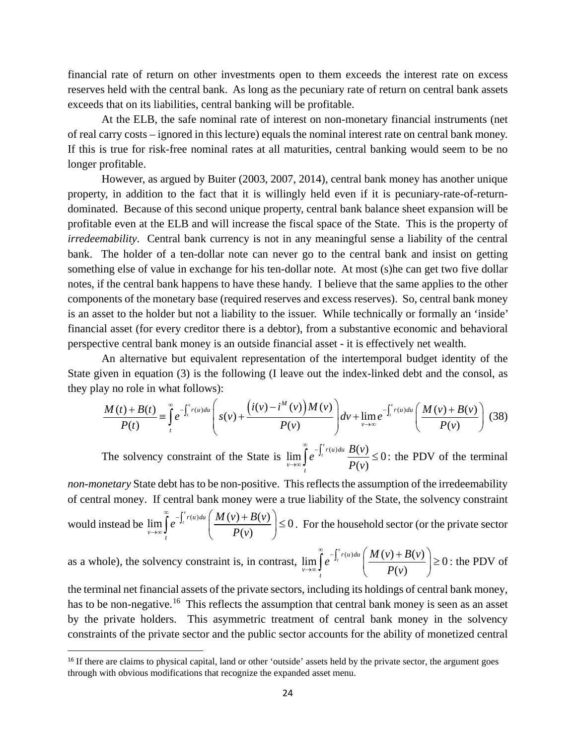financial rate of return on other investments open to them exceeds the interest rate on excess reserves held with the central bank. As long as the pecuniary rate of return on central bank assets exceeds that on its liabilities, central banking will be profitable.

At the ELB, the safe nominal rate of interest on non-monetary financial instruments (net of real carry costs – ignored in this lecture) equals the nominal interest rate on central bank money. If this is true for risk-free nominal rates at all maturities, central banking would seem to be no longer profitable.

However, as argued by Buiter (2003, 2007, 2014), central bank money has another unique property, in addition to the fact that it is willingly held even if it is pecuniary-rate-of-return-dominated. Because of this second unique property, central bank balance sheet expansion will be profitable even at the ELB and will increase the fiscal space of the State. This is the property of *irredeemability*. Central bank currency is not in any meaningful sense a liability of the central bank. The holder of a ten-dollar note can never go to the central bank and insist on getting something else of value in exchange for his ten-dollar note. At most (s)he can get two five dollar notes, if the central bank happens to have these handy. I believe that the same applies to the other components of the monetary base (required reserves and excess reserves). So, central bank money is an asset to the holder but not a liability to the issuer. While technically or formally an 'inside' financial asset (for every creditor there is a debtor), from a substantive economic and behavioral perspective central bank money is an outside financial asset - it is effectively net wealth.

An alternative but equivalent representation of the intertemporal budget identity of the State given in equation (3) is the following (I leave out the index-linked debt and the consol, as they play no role in what follows):

$$\frac{M(t)+B(t)}{P(t)} \equiv \int_t^{\infty} e^{-\int_t^v r(u)du}\left(s(v)+\frac{\left(i(v)-i^M(v)\right)M(v)}{P(v)}\right)dv + \lim_{v\to\infty} e^{-\int_t^v r(u)du}\left(\frac{M(v)+B(v)}{P(v)}\right) \quad (38)$$

The solvency constraint of the State is $\lim_{v\to\infty}\int_t^{\infty} e^{-\int_t^v r(u)du}\frac{B(v)}{P(v)} \le 0$: the PDV of the terminal *non-monetary* State debt has to be non-positive. This reflects the assumption of the irredeemability of central money. If central bank money were a true liability of the State, the solvency constraint would instead be $\lim_{v\to\infty}\int_t^{\infty} e^{-\int_t^v r(u)du}\left(\frac{M(v)+B(v)}{P(v)}\right) \le 0$. For the household sector (or the private sector as a whole), the solvency constraint is, in contrast, $\lim_{v\to\infty}\int_t^{\infty} e^{-\int_t^v r(u)du}\left(\frac{M(v)+B(v)}{P(v)}\right) \ge 0$: the PDV of the terminal net financial assets of the private sectors, including its holdings of central bank money, has to be non-negative.[16] This reflects the assumption that central bank money is seen as an asset by the private holders. This asymmetric treatment of central bank money in the solvency constraints of the private sector and the public sector accounts for the ability of monetized central

[16] If there are claims to physical capital, land or other 'outside' assets held by the private sector, the argument goes through with obvious modifications that recognize the expanded asset menu.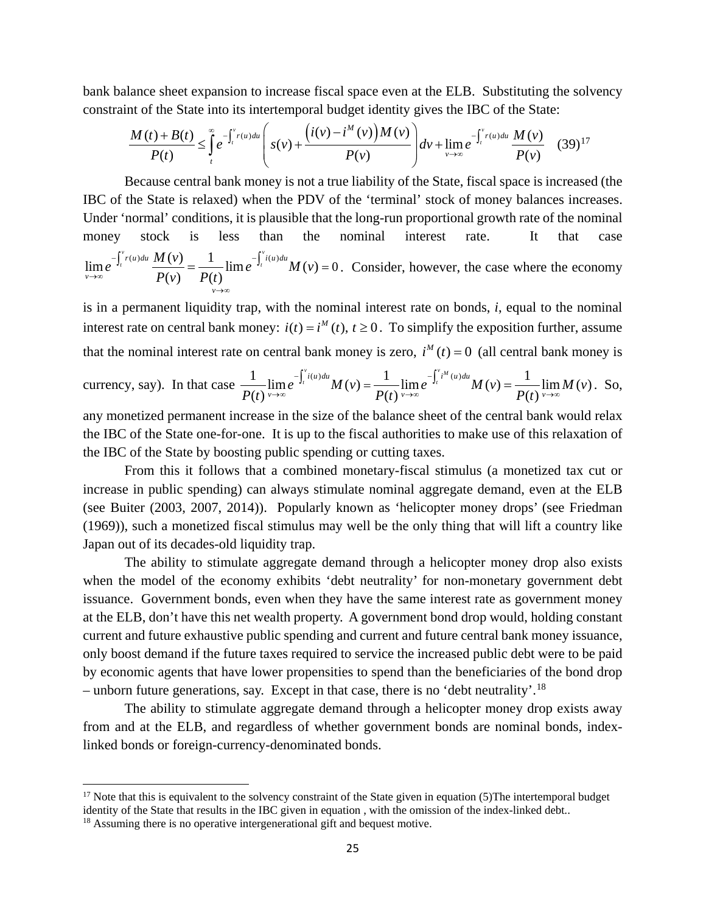bank balance sheet expansion to increase fiscal space even at the ELB. Substituting the solvency constraint of the State into its intertemporal budget identity gives the IBC of the State:

$$\frac{M(t)+B(t)}{P(t)} \leq \int_t^{\infty} e^{-\int_t^v r(u)du} \left( s(v) + \frac{\left(i(v)-i^M(v)\right)M(v)}{P(v)} \right) dv + \lim_{v\to\infty} e^{-\int_t^v r(u)du} \frac{M(v)}{P(v)} \quad (39)^{17}$$

Because central bank money is not a true liability of the State, fiscal space is increased (the IBC of the State is relaxed) when the PDV of the 'terminal' stock of money balances increases. Under 'normal' conditions, it is plausible that the long-run proportional growth rate of the nominal money stock is less than the nominal interest rate. It that case $\lim_{v\to\infty} e^{-\int_t^v r(u)du} \frac{M(v)}{P(v)} = \frac{1}{P(t)} \lim_{v\to\infty} e^{-\int_t^v i(u)du} M(v) = 0$. Consider, however, the case where the economy is in a permanent liquidity trap, with the nominal interest rate on bonds, $i$, equal to the nominal interest rate on central bank money: $i(t) = i^M(t),\ t \geq 0$. To simplify the exposition further, assume that the nominal interest rate on central bank money is zero, $i^M(t) = 0$ (all central bank money is currency, say). In that case $\frac{1}{P(t)} \lim_{v\to\infty} e^{-\int_t^v i(u)du} M(v) = \frac{1}{P(t)} \lim_{v\to\infty} e^{-\int_t^v i^M(u)du} M(v) = \frac{1}{P(t)} \lim_{v\to\infty} M(v)$. So, any monetized permanent increase in the size of the balance sheet of the central bank would relax the IBC of the State one-for-one. It is up to the fiscal authorities to make use of this relaxation of the IBC of the State by boosting public spending or cutting taxes.

From this it follows that a combined monetary-fiscal stimulus (a monetized tax cut or increase in public spending) can always stimulate nominal aggregate demand, even at the ELB (see Buiter (2003, 2007, 2014)). Popularly known as 'helicopter money drops' (see Friedman (1969)), such a monetized fiscal stimulus may well be the only thing that will lift a country like Japan out of its decades-old liquidity trap.

The ability to stimulate aggregate demand through a helicopter money drop also exists when the model of the economy exhibits 'debt neutrality' for non-monetary government debt issuance. Government bonds, even when they have the same interest rate as government money at the ELB, don't have this net wealth property. A government bond drop would, holding constant current and future exhaustive public spending and current and future central bank money issuance, only boost demand if the future taxes required to service the increased public debt were to be paid by economic agents that have lower propensities to spend than the beneficiaries of the bond drop – unborn future generations, say. Except in that case, there is no 'debt neutrality'.[18]

The ability to stimulate aggregate demand through a helicopter money drop exists away from and at the ELB, and regardless of whether government bonds are nominal bonds, index-linked bonds or foreign-currency-denominated bonds.

---

[17] Note that this is equivalent to the solvency constraint of the State given in equation (5)The intertemporal budget identity of the State that results in the IBC given in equation , with the omission of the index-linked debt..

[18] Assuming there is no operative intergenerational gift and bequest motive.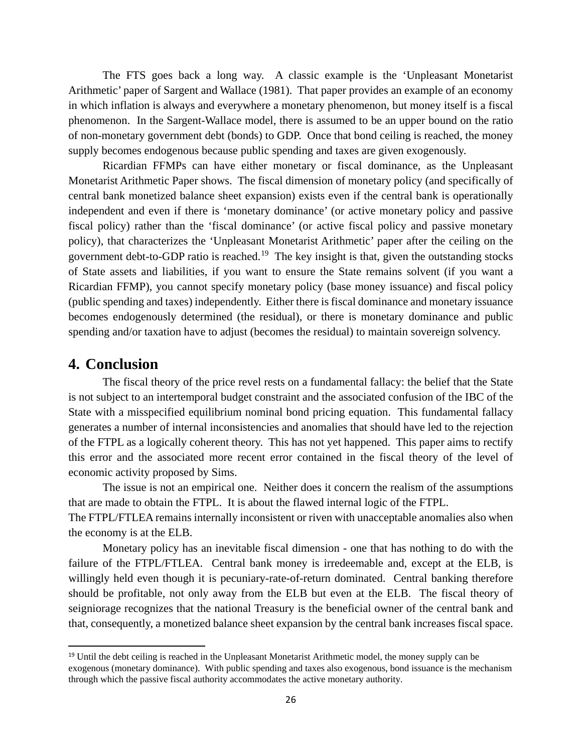The FTS goes back a long way. A classic example is the 'Unpleasant Monetarist Arithmetic' paper of Sargent and Wallace (1981). That paper provides an example of an economy in which inflation is always and everywhere a monetary phenomenon, but money itself is a fiscal phenomenon. In the Sargent-Wallace model, there is assumed to be an upper bound on the ratio of non-monetary government debt (bonds) to GDP. Once that bond ceiling is reached, the money supply becomes endogenous because public spending and taxes are given exogenously.

Ricardian FFMPs can have either monetary or fiscal dominance, as the Unpleasant Monetarist Arithmetic Paper shows. The fiscal dimension of monetary policy (and specifically of central bank monetized balance sheet expansion) exists even if the central bank is operationally independent and even if there is 'monetary dominance' (or active monetary policy and passive fiscal policy) rather than the 'fiscal dominance' (or active fiscal policy and passive monetary policy), that characterizes the 'Unpleasant Monetarist Arithmetic' paper after the ceiling on the government debt-to-GDP ratio is reached.[19] The key insight is that, given the outstanding stocks of State assets and liabilities, if you want to ensure the State remains solvent (if you want a Ricardian FFMP), you cannot specify monetary policy (base money issuance) and fiscal policy (public spending and taxes) independently. Either there is fiscal dominance and monetary issuance becomes endogenously determined (the residual), or there is monetary dominance and public spending and/or taxation have to adjust (becomes the residual) to maintain sovereign solvency.

## 4. Conclusion

The fiscal theory of the price revel rests on a fundamental fallacy: the belief that the State is not subject to an intertemporal budget constraint and the associated confusion of the IBC of the State with a misspecified equilibrium nominal bond pricing equation. This fundamental fallacy generates a number of internal inconsistencies and anomalies that should have led to the rejection of the FTPL as a logically coherent theory. This has not yet happened. This paper aims to rectify this error and the associated more recent error contained in the fiscal theory of the level of economic activity proposed by Sims.

The issue is not an empirical one. Neither does it concern the realism of the assumptions that are made to obtain the FTPL. It is about the flawed internal logic of the FTPL.
The FTPL/FTLEA remains internally inconsistent or riven with unacceptable anomalies also when the economy is at the ELB.

Monetary policy has an inevitable fiscal dimension - one that has nothing to do with the failure of the FTPL/FTLEA. Central bank money is irredeemable and, except at the ELB, is willingly held even though it is pecuniary-rate-of-return dominated. Central banking therefore should be profitable, not only away from the ELB but even at the ELB. The fiscal theory of seigniorage recognizes that the national Treasury is the beneficial owner of the central bank and that, consequently, a monetized balance sheet expansion by the central bank increases fiscal space.

---

[19] Until the debt ceiling is reached in the Unpleasant Monetarist Arithmetic model, the money supply can be exogenous (monetary dominance). With public spending and taxes also exogenous, bond issuance is the mechanism through which the passive fiscal authority accommodates the active monetary authority.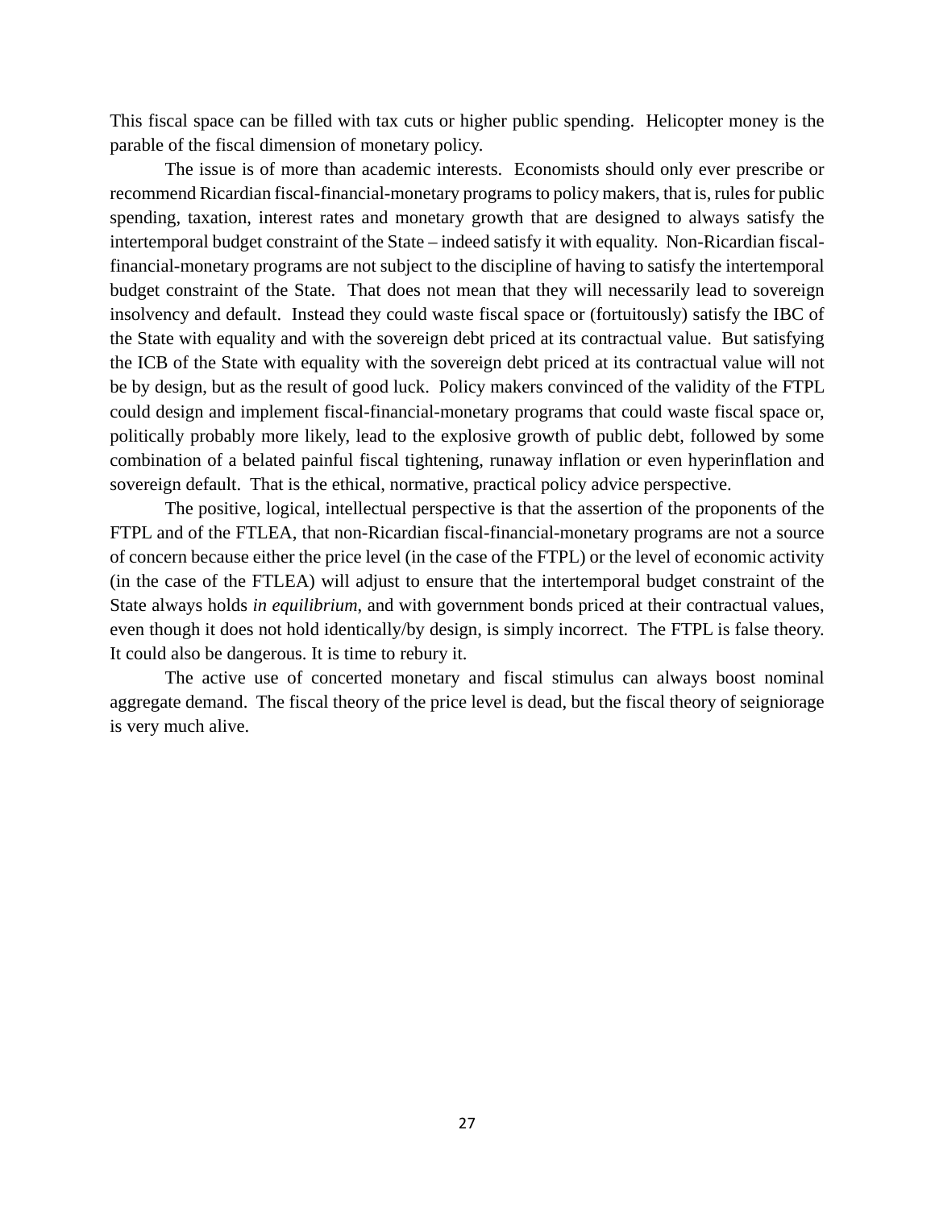This fiscal space can be filled with tax cuts or higher public spending. Helicopter money is the parable of the fiscal dimension of monetary policy.

The issue is of more than academic interests. Economists should only ever prescribe or recommend Ricardian fiscal-financial-monetary programs to policy makers, that is, rules for public spending, taxation, interest rates and monetary growth that are designed to always satisfy the intertemporal budget constraint of the State – indeed satisfy it with equality. Non-Ricardian fiscal-financial-monetary programs are not subject to the discipline of having to satisfy the intertemporal budget constraint of the State. That does not mean that they will necessarily lead to sovereign insolvency and default. Instead they could waste fiscal space or (fortuitously) satisfy the IBC of the State with equality and with the sovereign debt priced at its contractual value. But satisfying the ICB of the State with equality with the sovereign debt priced at its contractual value will not be by design, but as the result of good luck. Policy makers convinced of the validity of the FTPL could design and implement fiscal-financial-monetary programs that could waste fiscal space or, politically probably more likely, lead to the explosive growth of public debt, followed by some combination of a belated painful fiscal tightening, runaway inflation or even hyperinflation and sovereign default. That is the ethical, normative, practical policy advice perspective.

The positive, logical, intellectual perspective is that the assertion of the proponents of the FTPL and of the FTLEA, that non-Ricardian fiscal-financial-monetary programs are not a source of concern because either the price level (in the case of the FTPL) or the level of economic activity (in the case of the FTLEA) will adjust to ensure that the intertemporal budget constraint of the State always holds *in equilibrium*, and with government bonds priced at their contractual values, even though it does not hold identically/by design, is simply incorrect. The FTPL is false theory. It could also be dangerous. It is time to rebury it.

The active use of concerted monetary and fiscal stimulus can always boost nominal aggregate demand. The fiscal theory of the price level is dead, but the fiscal theory of seigniorage is very much alive.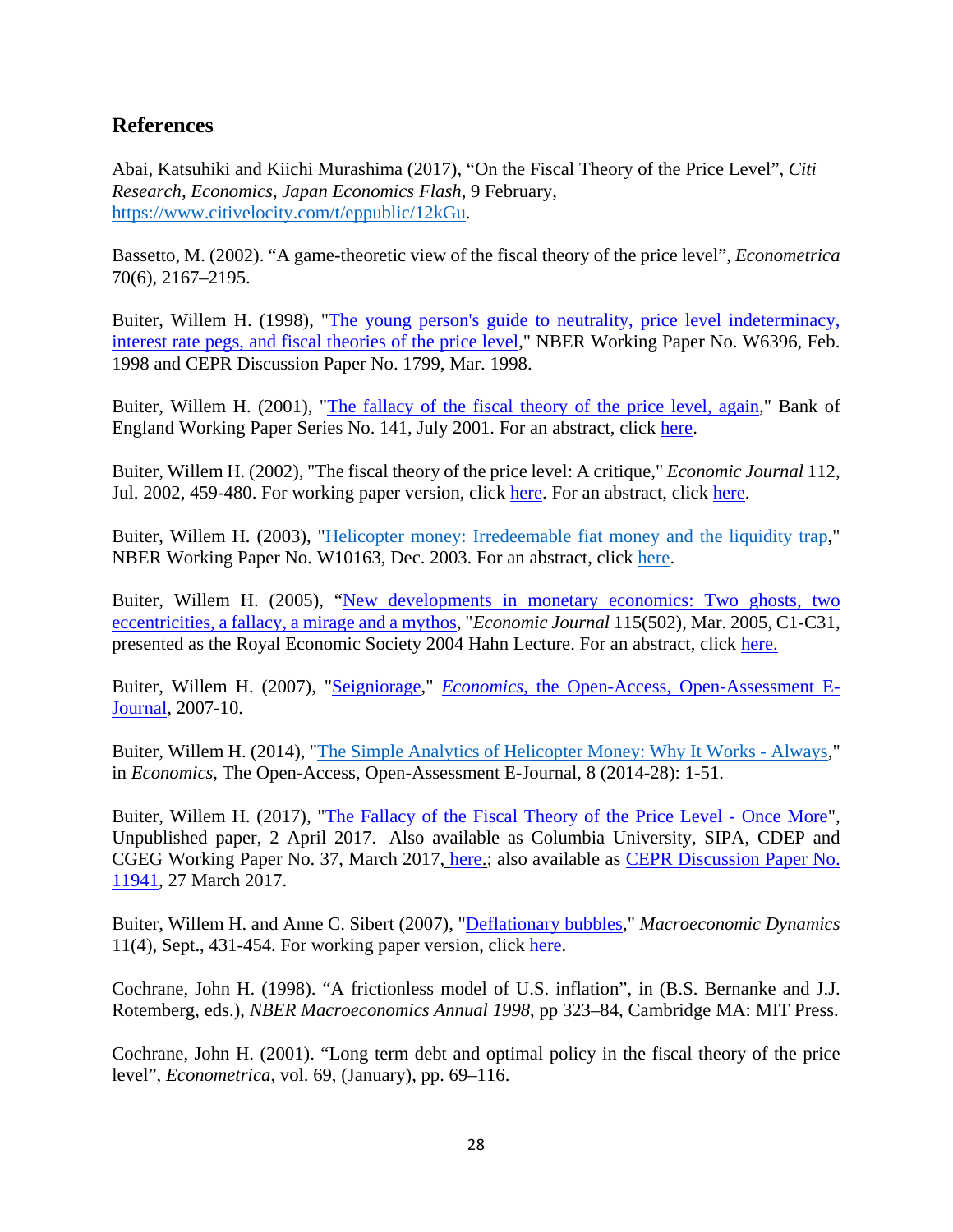## References

Abai, Katsuhiki and Kiichi Murashima (2017), "On the Fiscal Theory of the Price Level", *Citi Research, Economics, Japan Economics Flash*, 9 February, https://www.citivelocity.com/t/eppublic/12kGu.

Bassetto, M. (2002). "A game-theoretic view of the fiscal theory of the price level", *Econometrica* 70(6), 2167–2195.

Buiter, Willem H. (1998), "The young person's guide to neutrality, price level indeterminacy, interest rate pegs, and fiscal theories of the price level," NBER Working Paper No. W6396, Feb. 1998 and CEPR Discussion Paper No. 1799, Mar. 1998.

Buiter, Willem H. (2001), "The fallacy of the fiscal theory of the price level, again," Bank of England Working Paper Series No. 141, July 2001. For an abstract, click here.

Buiter, Willem H. (2002), "The fiscal theory of the price level: A critique," *Economic Journal* 112, Jul. 2002, 459-480. For working paper version, click here. For an abstract, click here.

Buiter, Willem H. (2003), "Helicopter money: Irredeemable fiat money and the liquidity trap," NBER Working Paper No. W10163, Dec. 2003. For an abstract, click here.

Buiter, Willem H. (2005), "New developments in monetary economics: Two ghosts, two eccentricities, a fallacy, a mirage and a mythos, "*Economic Journal* 115(502), Mar. 2005, C1-C31, presented as the Royal Economic Society 2004 Hahn Lecture. For an abstract, click here.

Buiter, Willem H. (2007), "Seigniorage," *Economics*, the Open-Access, Open-Assessment E-Journal, 2007-10.

Buiter, Willem H. (2014), "The Simple Analytics of Helicopter Money: Why It Works - Always," in *Economics*, The Open-Access, Open-Assessment E-Journal, 8 (2014-28): 1-51.

Buiter, Willem H. (2017), "The Fallacy of the Fiscal Theory of the Price Level - Once More", Unpublished paper, 2 April 2017. Also available as Columbia University, SIPA, CDEP and CGEG Working Paper No. 37, March 2017, here.; also available as CEPR Discussion Paper No. 11941, 27 March 2017.

Buiter, Willem H. and Anne C. Sibert (2007), "Deflationary bubbles," *Macroeconomic Dynamics* 11(4), Sept., 431-454. For working paper version, click here.

Cochrane, John H. (1998). "A frictionless model of U.S. inflation", in (B.S. Bernanke and J.J. Rotemberg, eds.), *NBER Macroeconomics Annual 1998*, pp 323–84, Cambridge MA: MIT Press.

Cochrane, John H. (2001). "Long term debt and optimal policy in the fiscal theory of the price level", *Econometrica*, vol. 69, (January), pp. 69–116.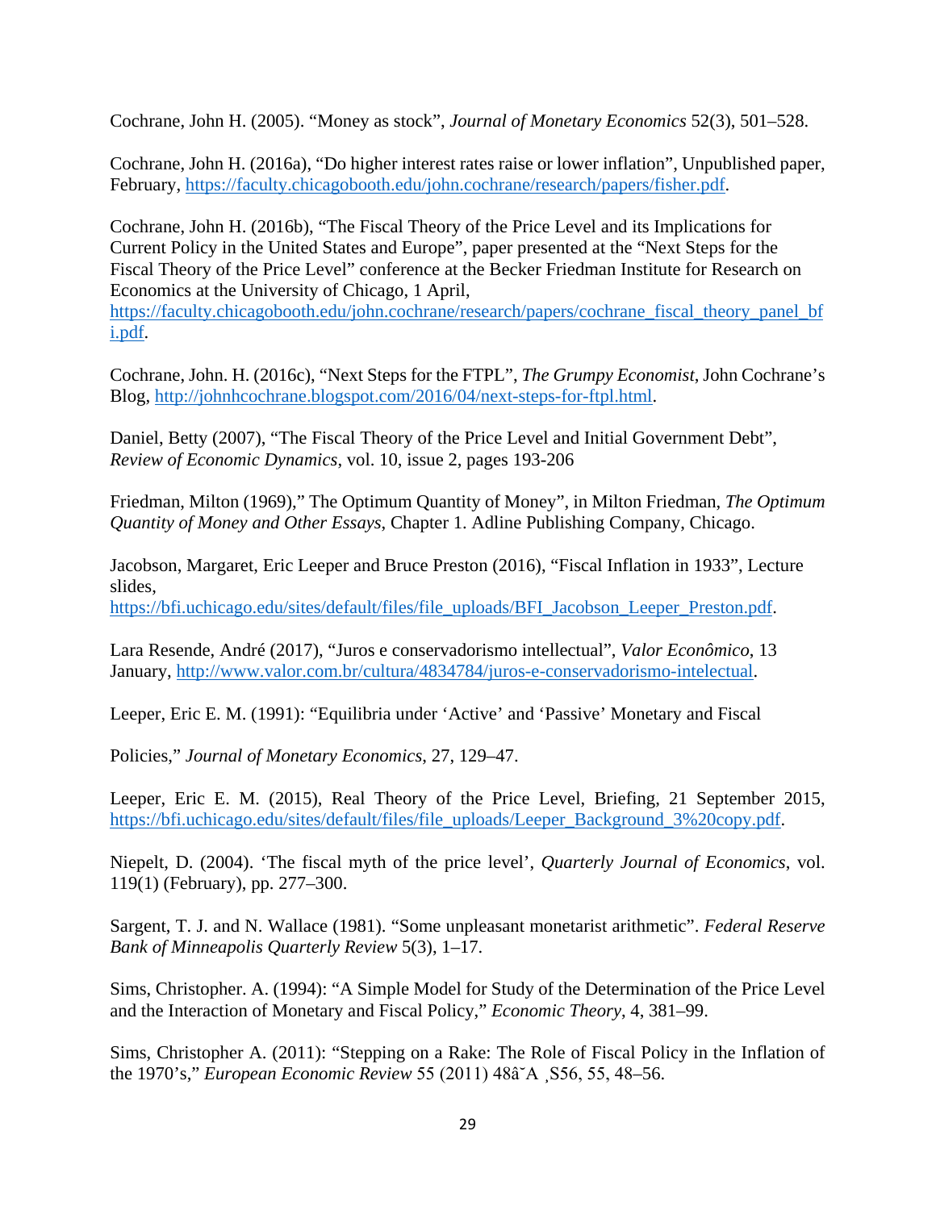Cochrane, John H. (2005). "Money as stock", *Journal of Monetary Economics* 52(3), 501–528.

Cochrane, John H. (2016a), "Do higher interest rates raise or lower inflation", Unpublished paper, February, https://faculty.chicagobooth.edu/john.cochrane/research/papers/fisher.pdf.

Cochrane, John H. (2016b), "The Fiscal Theory of the Price Level and its Implications for Current Policy in the United States and Europe", paper presented at the "Next Steps for the Fiscal Theory of the Price Level" conference at the Becker Friedman Institute for Research on Economics at the University of Chicago, 1 April, https://faculty.chicagobooth.edu/john.cochrane/research/papers/cochrane_fiscal_theory_panel_bfi.pdf.

Cochrane, John. H. (2016c), "Next Steps for the FTPL", *The Grumpy Economist*, John Cochrane's Blog, http://johnhcochrane.blogspot.com/2016/04/next-steps-for-ftpl.html.

Daniel, Betty (2007), "The Fiscal Theory of the Price Level and Initial Government Debt", *Review of Economic Dynamics*, vol. 10, issue 2, pages 193-206

Friedman, Milton (1969)," The Optimum Quantity of Money", in Milton Friedman, *The Optimum Quantity of Money and Other Essays*, Chapter 1. Adline Publishing Company, Chicago.

Jacobson, Margaret, Eric Leeper and Bruce Preston (2016), "Fiscal Inflation in 1933", Lecture slides, https://bfi.uchicago.edu/sites/default/files/file_uploads/BFI_Jacobson_Leeper_Preston.pdf.

Lara Resende, André (2017), "Juros e conservadorismo intellectual", *Valor Econômico*, 13 January, http://www.valor.com.br/cultura/4834784/juros-e-conservadorismo-intelectual.

Leeper, Eric E. M. (1991): "Equilibria under 'Active' and 'Passive' Monetary and Fiscal

Policies," *Journal of Monetary Economics*, 27, 129–47.

Leeper, Eric E. M. (2015), Real Theory of the Price Level, Briefing, 21 September 2015, https://bfi.uchicago.edu/sites/default/files/file_uploads/Leeper_Background_3%20copy.pdf.

Niepelt, D. (2004). 'The fiscal myth of the price level', *Quarterly Journal of Economics*, vol. 119(1) (February), pp. 277–300.

Sargent, T. J. and N. Wallace (1981). "Some unpleasant monetarist arithmetic". *Federal Reserve Bank of Minneapolis Quarterly Review* 5(3), 1–17.

Sims, Christopher. A. (1994): "A Simple Model for Study of the Determination of the Price Level and the Interaction of Monetary and Fiscal Policy," *Economic Theory*, 4, 381–99.

Sims, Christopher A. (2011): "Stepping on a Rake: The Role of Fiscal Policy in the Inflation of the 1970's," *European Economic Review* 55 (2011) 48âˇA ¸S56, 55, 48–56.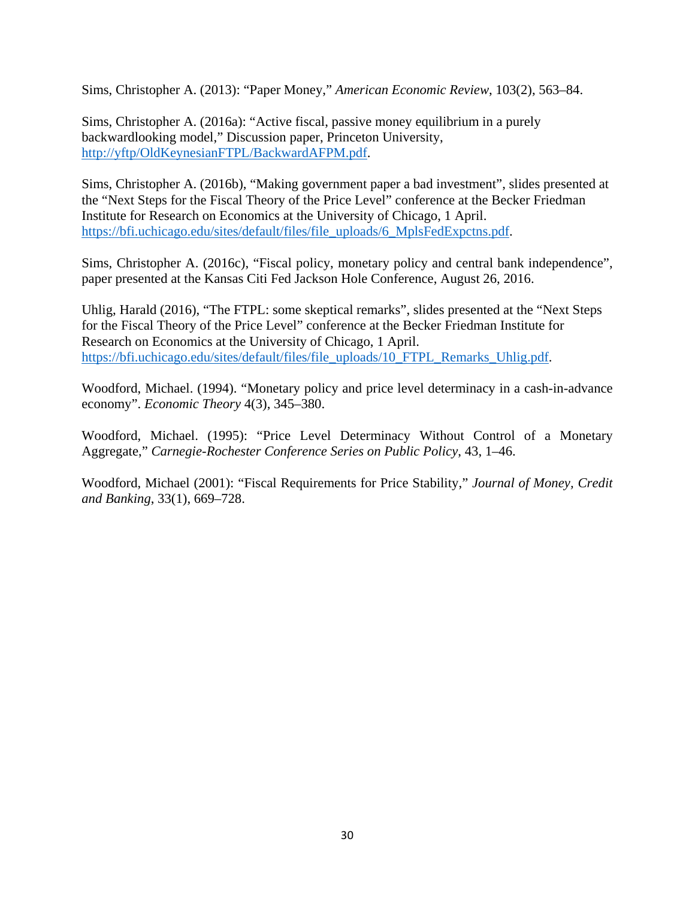Sims, Christopher A. (2013): "Paper Money," *American Economic Review*, 103(2), 563–84.

Sims, Christopher A. (2016a): "Active fiscal, passive money equilibrium in a purely backwardlooking model," Discussion paper, Princeton University, [http://yftp/OldKeynesianFTPL/BackwardAFPM.pdf](http://yftp/OldKeynesianFTPL/BackwardAFPM.pdf).

Sims, Christopher A. (2016b), "Making government paper a bad investment", slides presented at the "Next Steps for the Fiscal Theory of the Price Level" conference at the Becker Friedman Institute for Research on Economics at the University of Chicago, 1 April. [https://bfi.uchicago.edu/sites/default/files/file_uploads/6_MplsFedExpctns.pdf](https://bfi.uchicago.edu/sites/default/files/file_uploads/6_MplsFedExpctns.pdf).

Sims, Christopher A. (2016c), "Fiscal policy, monetary policy and central bank independence", paper presented at the Kansas Citi Fed Jackson Hole Conference, August 26, 2016.

Uhlig, Harald (2016), "The FTPL: some skeptical remarks", slides presented at the "Next Steps for the Fiscal Theory of the Price Level" conference at the Becker Friedman Institute for Research on Economics at the University of Chicago, 1 April. [https://bfi.uchicago.edu/sites/default/files/file_uploads/10_FTPL_Remarks_Uhlig.pdf](https://bfi.uchicago.edu/sites/default/files/file_uploads/10_FTPL_Remarks_Uhlig.pdf).

Woodford, Michael. (1994). "Monetary policy and price level determinacy in a cash-in-advance economy". *Economic Theory* 4(3), 345–380.

Woodford, Michael. (1995): "Price Level Determinacy Without Control of a Monetary Aggregate," *Carnegie-Rochester Conference Series on Public Policy*, 43, 1–46.

Woodford, Michael (2001): "Fiscal Requirements for Price Stability," *Journal of Money, Credit and Banking*, 33(1), 669–728.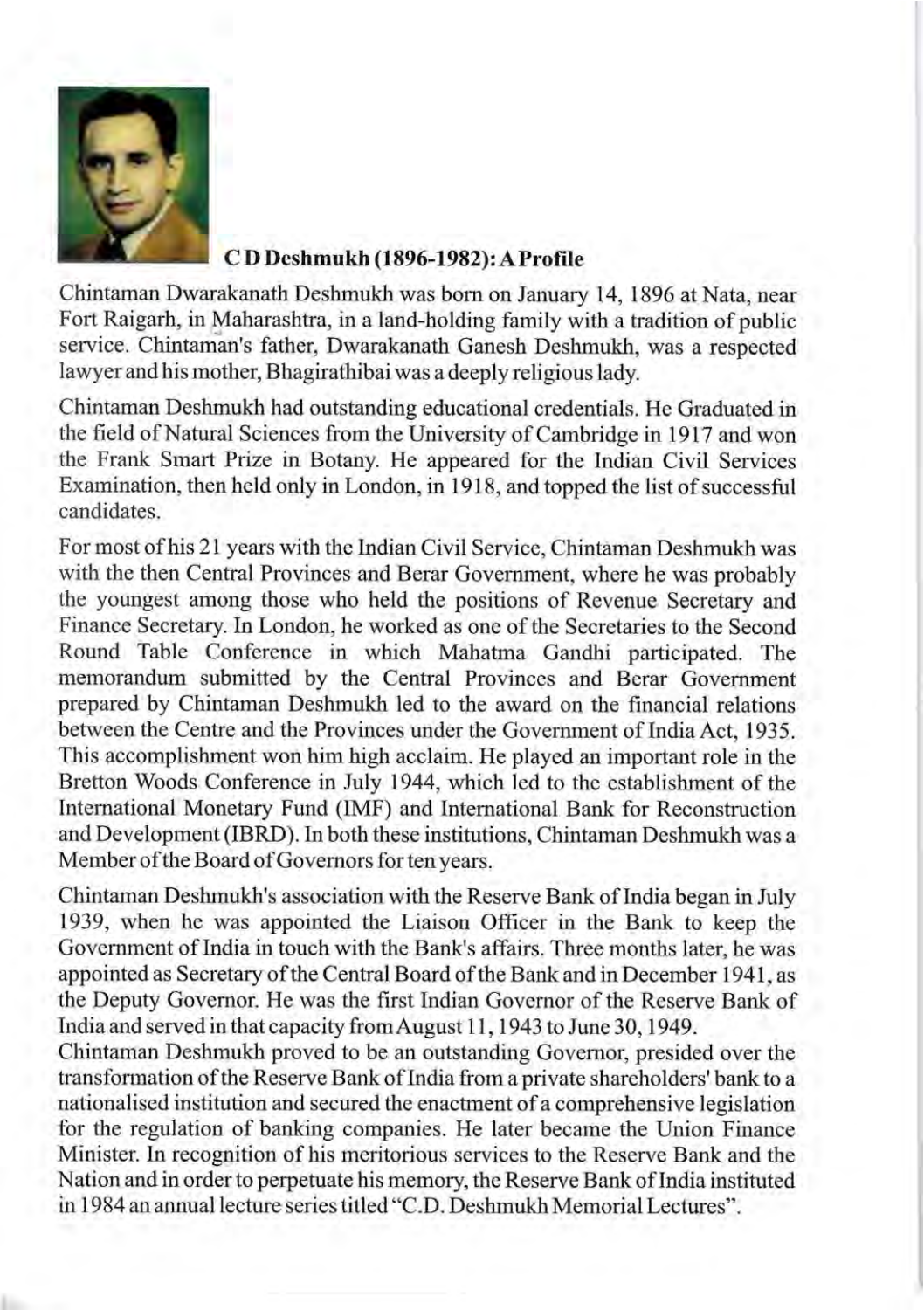## C D Deshmukh (1896-1982): A Profile

Chintaman Dwarakanath Deshmukh was born on January 14, 1896 at Nata, near Fort Raigarh, in Maharashtra, in a land-holding family with a tradition of public service. Chintaman's father, Dwarakanath Ganesh Deshmukh, was a respected lawyer and his mother, Bhagirathibai was a deeply religious lady.

Chintaman Deshmukh had outstanding educational credentials. He Graduated in the field of Natural Sciences from the University of Cambridge in 1917 and won the Frank Smart Prize in Botany. He appeared for the Indian Civil Services Examination, then held only in London, in 1918, and topped the list of successful candidates.

For most of his 21 years with the Indian Civil Service, Chintaman Deshmukh was with the then Central Provinces and Berar Government, where he was probably the youngest among those who held the positions of Revenue Secretary and Finance Secretary. In London, he worked as one of the Secretaries to the Second Round Table Conference in which Mahatma Gandhi participated. The memorandum submitted by the Central Provinces and Berar Government prepared by Chintaman Deshmukh led to the award on the financial relations between the Centre and the Provinces under the Government of India Act, 1935. This accomplishment won him high acclaim. He played an important role in the Bretton Woods Conference in July 1944, which led to the establishment of the International Monetary Fund (IMF) and International Bank for Reconstruction and Development (IBRD). In both these institutions, Chintaman Deshmukh was a Member of the Board of Governors for ten years.

Chintaman Deshmukh's association with the Reserve Bank of India began in July 1939, when he was appointed the Liaison Officer in the Bank to keep the Government of India in touch with the Bank's affairs. Three months later, he was appointed as Secretary of the Central Board of the Bank and in December 1941, as the Deputy Governor. He was the first Indian Governor of the Reserve Bank of India and served in that capacity from August 11, 1943 to June 30, 1949.

Chintaman Deshmukh proved to be an outstanding Governor, presided over the transformation of the Reserve Bank of India from a private shareholders' bank to a nationalised institution and secured the enactment of a comprehensive legislation for the regulation of banking companies. He later became the Union Finance Minister. In recognition of his meritorious services to the Reserve Bank and the Nation and in order to perpetuate his memory, the Reserve Bank of India instituted in 1984 an annual lecture series titled "C.D. Deshmukh Memorial Lectures".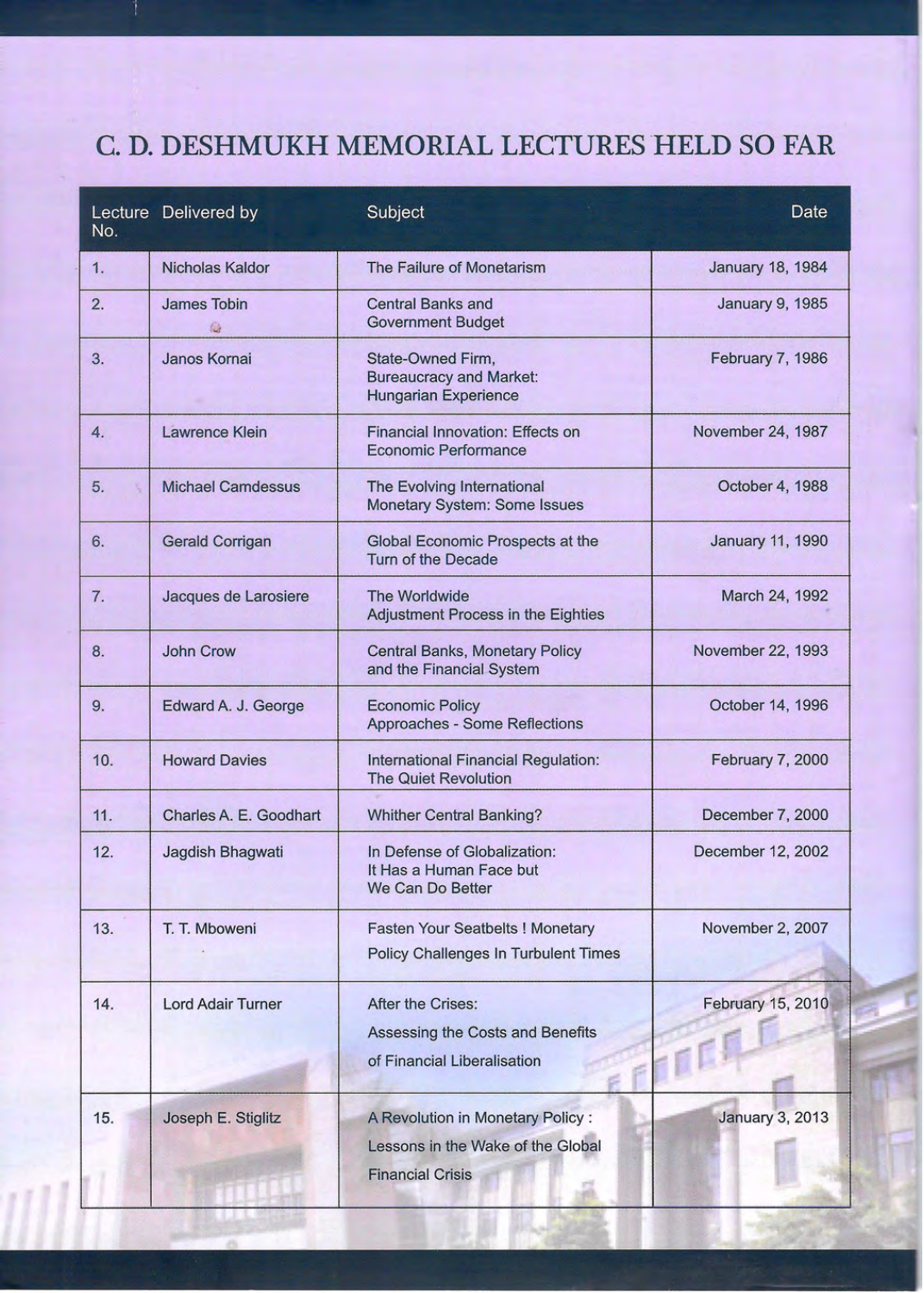# C. D. DESHMUKH MEMORIAL LECTURES HELD SO FAR

| Lecture No. | Delivered by | Subject | Date |
|---|---|---|---|
| 1. | Nicholas Kaldor | The Failure of Monetarism | January 18, 1984 |
| 2. | James Tobin | Central Banks and Government Budget | January 9, 1985 |
| 3. | Janos Kornai | State-Owned Firm, Bureaucracy and Market: Hungarian Experience | February 7, 1986 |
| 4. | Lawrence Klein | Financial Innovation: Effects on Economic Performance | November 24, 1987 |
| 5. | Michael Camdessus | The Evolving International Monetary System: Some Issues | October 4, 1988 |
| 6. | Gerald Corrigan | Global Economic Prospects at the Turn of the Decade | January 11, 1990 |
| 7. | Jacques de Larosiere | The Worldwide Adjustment Process in the Eighties | March 24, 1992 |
| 8. | John Crow | Central Banks, Monetary Policy and the Financial System | November 22, 1993 |
| 9. | Edward A. J. George | Economic Policy Approaches - Some Reflections | October 14, 1996 |
| 10. | Howard Davies | International Financial Regulation: The Quiet Revolution | February 7, 2000 |
| 11. | Charles A. E. Goodhart | Whither Central Banking? | December 7, 2000 |
| 12. | Jagdish Bhagwati | In Defense of Globalization: It Has a Human Face but We Can Do Better | December 12, 2002 |
| 13. | T. T. Mboweni | Fasten Your Seatbelts ! Monetary Policy Challenges In Turbulent Times | November 2, 2007 |
| 14. | Lord Adair Turner | After the Crises: Assessing the Costs and Benefits of Financial Liberalisation | February 15, 2010 |
| 15. | Joseph E. Stiglitz | A Revolution in Monetary Policy : Lessons in the Wake of the Global Financial Crisis | January 3, 2013 |